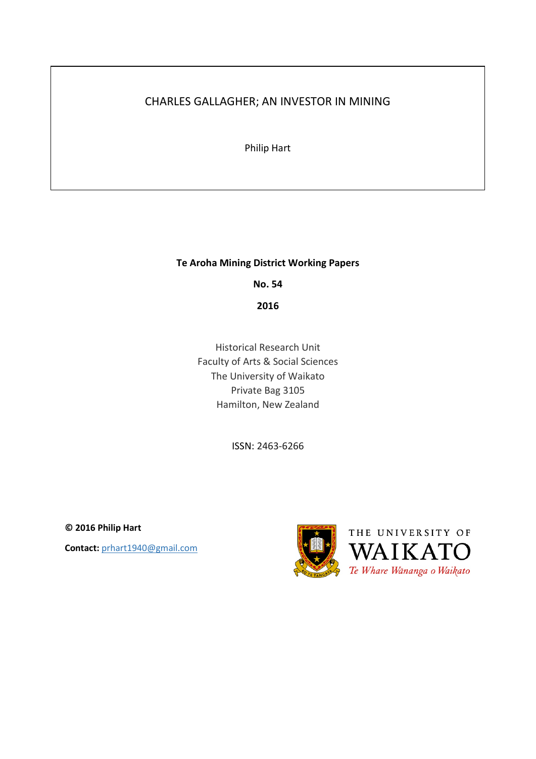# CHARLES GALLAGHER; AN INVESTOR IN MINING

Philip Hart

**Te Aroha Mining District Working Papers**

**No. 54**

**2016**

Historical Research Unit
Faculty of Arts & Social Sciences
The University of Waikato
Private Bag 3105
Hamilton, New Zealand

ISSN: 2463-6266

**© 2016 Philip Hart**

**Contact:** prhart1940@gmail.com

THE UNIVERSITY OF WAIKATO
*Te Whare Wānanga o Waikato*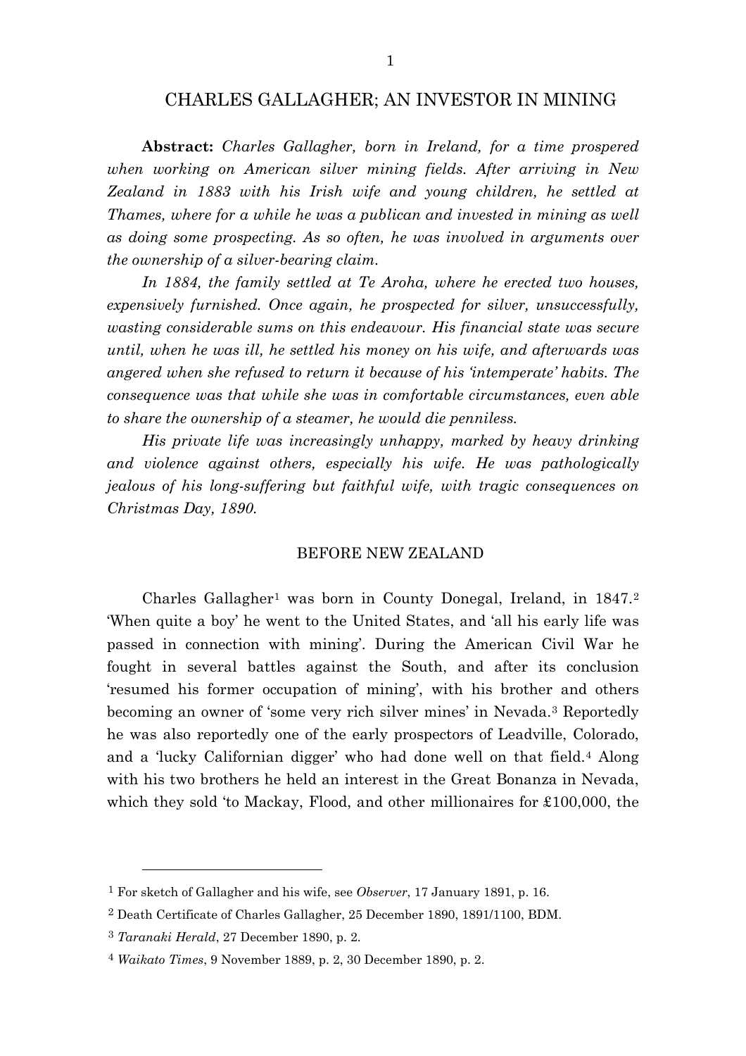# CHARLES GALLAGHER; AN INVESTOR IN MINING

**Abstract:** *Charles Gallagher, born in Ireland, for a time prospered when working on American silver mining fields. After arriving in New Zealand in 1883 with his Irish wife and young children, he settled at Thames, where for a while he was a publican and invested in mining as well as doing some prospecting. As so often, he was involved in arguments over the ownership of a silver-bearing claim.*

*In 1884, the family settled at Te Aroha, where he erected two houses, expensively furnished. Once again, he prospected for silver, unsuccessfully, wasting considerable sums on this endeavour. His financial state was secure until, when he was ill, he settled his money on his wife, and afterwards was angered when she refused to return it because of his 'intemperate' habits. The consequence was that while she was in comfortable circumstances, even able to share the ownership of a steamer, he would die penniless.*

*His private life was increasingly unhappy, marked by heavy drinking and violence against others, especially his wife. He was pathologically jealous of his long-suffering but faithful wife, with tragic consequences on Christmas Day, 1890.*

## BEFORE NEW ZEALAND

Charles Gallagher[1] was born in County Donegal, Ireland, in 1847.[2] 'When quite a boy' he went to the United States, and 'all his early life was passed in connection with mining'. During the American Civil War he fought in several battles against the South, and after its conclusion 'resumed his former occupation of mining', with his brother and others becoming an owner of 'some very rich silver mines' in Nevada.[3] Reportedly he was also reportedly one of the early prospectors of Leadville, Colorado, and a 'lucky Californian digger' who had done well on that field.[4] Along with his two brothers he held an interest in the Great Bonanza in Nevada, which they sold 'to Mackay, Flood, and other millionaires for £100,000, the

---

[1] For sketch of Gallagher and his wife, see *Observer*, 17 January 1891, p. 16.

[2] Death Certificate of Charles Gallagher, 25 December 1890, 1891/1100, BDM.

[3] *Taranaki Herald*, 27 December 1890, p. 2.

[4] *Waikato Times*, 9 November 1889, p. 2, 30 December 1890, p. 2.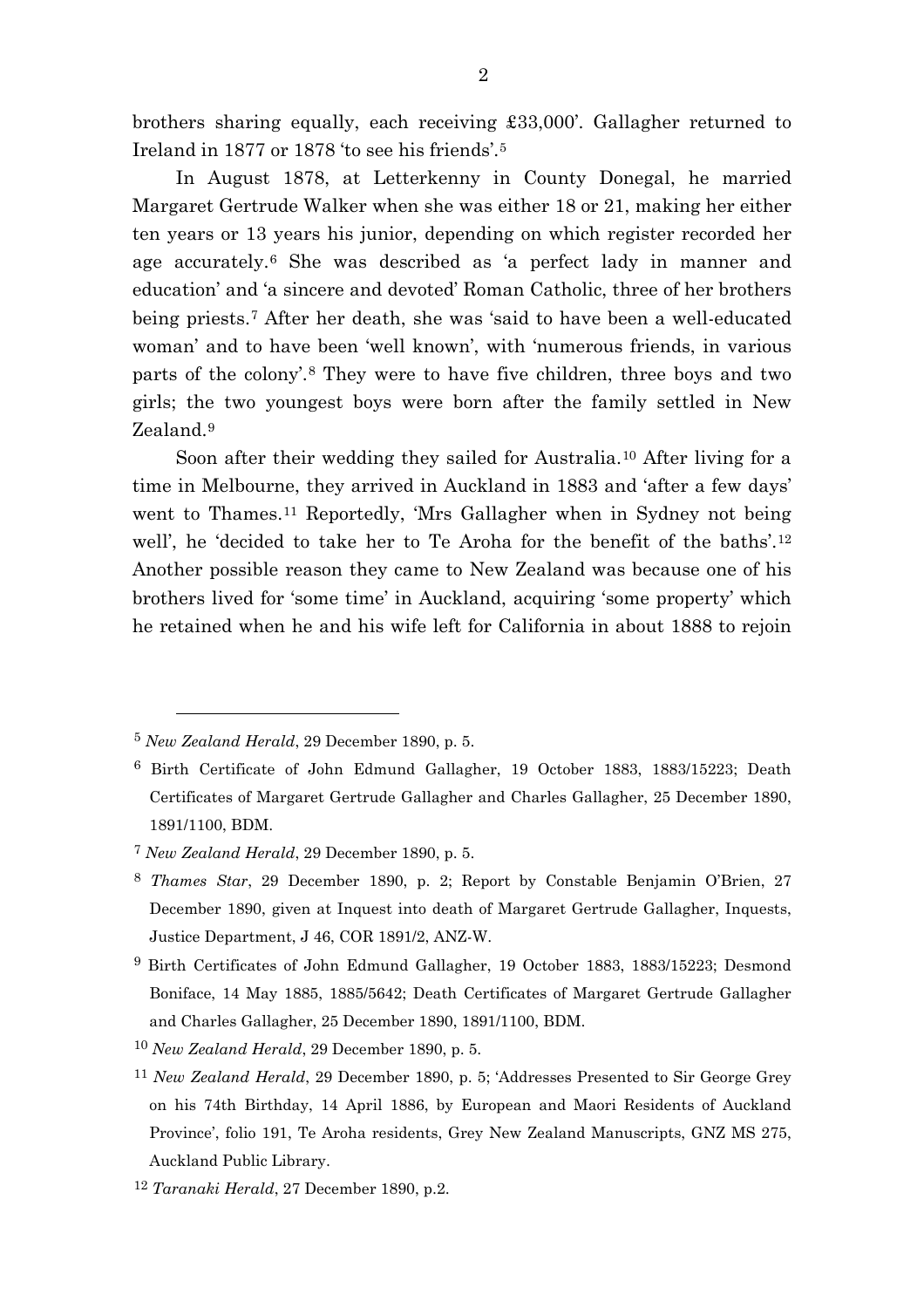brothers sharing equally, each receiving £33,000'. Gallagher returned to Ireland in 1877 or 1878 'to see his friends'.[5]

In August 1878, at Letterkenny in County Donegal, he married Margaret Gertrude Walker when she was either 18 or 21, making her either ten years or 13 years his junior, depending on which register recorded her age accurately.[6] She was described as 'a perfect lady in manner and education' and 'a sincere and devoted' Roman Catholic, three of her brothers being priests.[7] After her death, she was 'said to have been a well-educated woman' and to have been 'well known', with 'numerous friends, in various parts of the colony'.[8] They were to have five children, three boys and two girls; the two youngest boys were born after the family settled in New Zealand.[9]

Soon after their wedding they sailed for Australia.[10] After living for a time in Melbourne, they arrived in Auckland in 1883 and 'after a few days' went to Thames.[11] Reportedly, 'Mrs Gallagher when in Sydney not being well', he 'decided to take her to Te Aroha for the benefit of the baths'.[12] Another possible reason they came to New Zealand was because one of his brothers lived for 'some time' in Auckland, acquiring 'some property' which he retained when he and his wife left for California in about 1888 to rejoin

---

[5] *New Zealand Herald*, 29 December 1890, p. 5.

[6] Birth Certificate of John Edmund Gallagher, 19 October 1883, 1883/15223; Death Certificates of Margaret Gertrude Gallagher and Charles Gallagher, 25 December 1890, 1891/1100, BDM.

[7] *New Zealand Herald*, 29 December 1890, p. 5.

[8] *Thames Star*, 29 December 1890, p. 2; Report by Constable Benjamin O'Brien, 27 December 1890, given at Inquest into death of Margaret Gertrude Gallagher, Inquests, Justice Department, J 46, COR 1891/2, ANZ-W.

[9] Birth Certificates of John Edmund Gallagher, 19 October 1883, 1883/15223; Desmond Boniface, 14 May 1885, 1885/5642; Death Certificates of Margaret Gertrude Gallagher and Charles Gallagher, 25 December 1890, 1891/1100, BDM.

[10] *New Zealand Herald*, 29 December 1890, p. 5.

[11] *New Zealand Herald*, 29 December 1890, p. 5; 'Addresses Presented to Sir George Grey on his 74th Birthday, 14 April 1886, by European and Maori Residents of Auckland Province', folio 191, Te Aroha residents, Grey New Zealand Manuscripts, GNZ MS 275, Auckland Public Library.

[12] *Taranaki Herald*, 27 December 1890, p.2.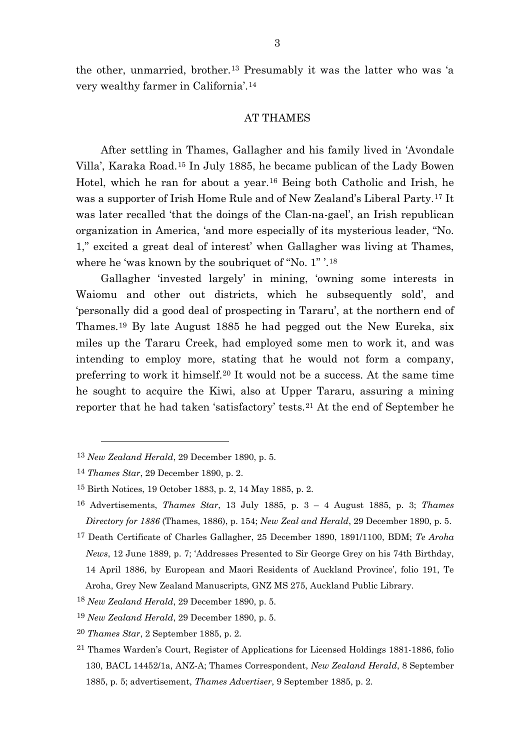the other, unmarried, brother.[13] Presumably it was the latter who was 'a very wealthy farmer in California'.[14]

## AT THAMES

After settling in Thames, Gallagher and his family lived in 'Avondale Villa', Karaka Road.[15] In July 1885, he became publican of the Lady Bowen Hotel, which he ran for about a year.[16] Being both Catholic and Irish, he was a supporter of Irish Home Rule and of New Zealand's Liberal Party.[17] It was later recalled 'that the doings of the Clan-na-gael', an Irish republican organization in America, 'and more especially of its mysterious leader, "No. 1," excited a great deal of interest' when Gallagher was living at Thames, where he 'was known by the soubriquet of "No. 1" '.[18]

Gallagher 'invested largely' in mining, 'owning some interests in Waiomu and other out districts, which he subsequently sold', and 'personally did a good deal of prospecting in Tararu', at the northern end of Thames.[19] By late August 1885 he had pegged out the New Eureka, six miles up the Tararu Creek, had employed some men to work it, and was intending to employ more, stating that he would not form a company, preferring to work it himself.[20] It would not be a success. At the same time he sought to acquire the Kiwi, also at Upper Tararu, assuring a mining reporter that he had taken 'satisfactory' tests.[21] At the end of September he

---

[13] *New Zealand Herald*, 29 December 1890, p. 5.

[14] *Thames Star*, 29 December 1890, p. 2.

[15] Birth Notices, 19 October 1883, p. 2, 14 May 1885, p. 2.

[16] Advertisements, *Thames Star*, 13 July 1885, p. 3 – 4 August 1885, p. 3; *Thames Directory for 1886* (Thames, 1886), p. 154; *New Zeal and Herald*, 29 December 1890, p. 5.

[17] Death Certificate of Charles Gallagher, 25 December 1890, 1891/1100, BDM; *Te Aroha News*, 12 June 1889, p. 7; 'Addresses Presented to Sir George Grey on his 74th Birthday, 14 April 1886, by European and Maori Residents of Auckland Province', folio 191, Te Aroha, Grey New Zealand Manuscripts, GNZ MS 275, Auckland Public Library.

[18] *New Zealand Herald*, 29 December 1890, p. 5.

[19] *New Zealand Herald*, 29 December 1890, p. 5.

[20] *Thames Star*, 2 September 1885, p. 2.

[21] Thames Warden's Court, Register of Applications for Licensed Holdings 1881-1886, folio 130, BACL 14452/1a, ANZ-A; Thames Correspondent, *New Zealand Herald*, 8 September 1885, p. 5; advertisement, *Thames Advertiser*, 9 September 1885, p. 2.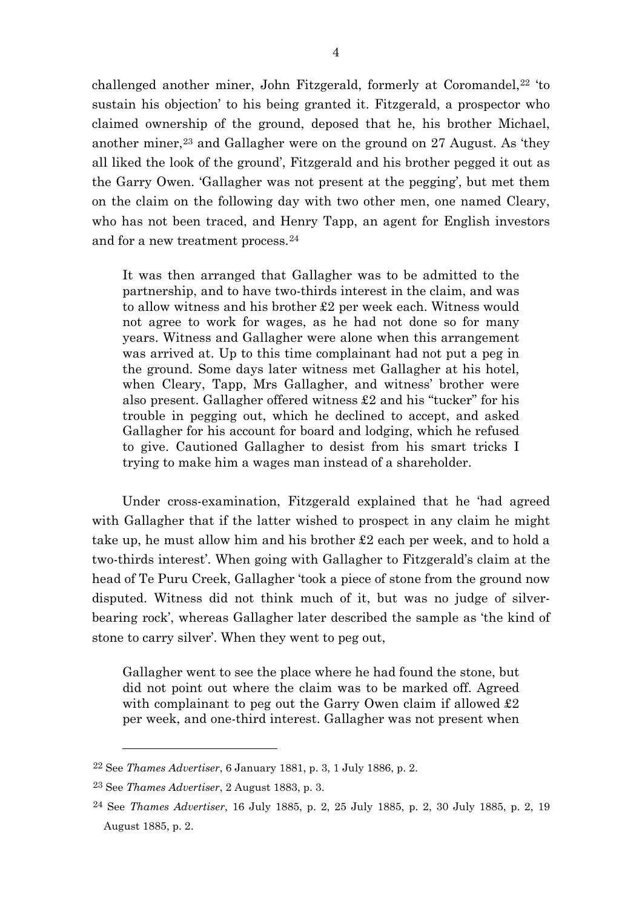challenged another miner, John Fitzgerald, formerly at Coromandel,[22] 'to sustain his objection' to his being granted it. Fitzgerald, a prospector who claimed ownership of the ground, deposed that he, his brother Michael, another miner,[23] and Gallagher were on the ground on 27 August. As 'they all liked the look of the ground', Fitzgerald and his brother pegged it out as the Garry Owen. 'Gallagher was not present at the pegging', but met them on the claim on the following day with two other men, one named Cleary, who has not been traced, and Henry Tapp, an agent for English investors and for a new treatment process.[24]

> It was then arranged that Gallagher was to be admitted to the partnership, and to have two-thirds interest in the claim, and was to allow witness and his brother £2 per week each. Witness would not agree to work for wages, as he had not done so for many years. Witness and Gallagher were alone when this arrangement was arrived at. Up to this time complainant had not put a peg in the ground. Some days later witness met Gallagher at his hotel, when Cleary, Tapp, Mrs Gallagher, and witness' brother were also present. Gallagher offered witness £2 and his "tucker" for his trouble in pegging out, which he declined to accept, and asked Gallagher for his account for board and lodging, which he refused to give. Cautioned Gallagher to desist from his smart tricks I trying to make him a wages man instead of a shareholder.

Under cross-examination, Fitzgerald explained that he 'had agreed with Gallagher that if the latter wished to prospect in any claim he might take up, he must allow him and his brother £2 each per week, and to hold a two-thirds interest'. When going with Gallagher to Fitzgerald's claim at the head of Te Puru Creek, Gallagher 'took a piece of stone from the ground now disputed. Witness did not think much of it, but was no judge of silver-bearing rock', whereas Gallagher later described the sample as 'the kind of stone to carry silver'. When they went to peg out,

> Gallagher went to see the place where he had found the stone, but did not point out where the claim was to be marked off. Agreed with complainant to peg out the Garry Owen claim if allowed £2 per week, and one-third interest. Gallagher was not present when

---

[22] See *Thames Advertiser*, 6 January 1881, p. 3, 1 July 1886, p. 2.

[23] See *Thames Advertiser*, 2 August 1883, p. 3.

[24] See *Thames Advertiser*, 16 July 1885, p. 2, 25 July 1885, p. 2, 30 July 1885, p. 2, 19 August 1885, p. 2.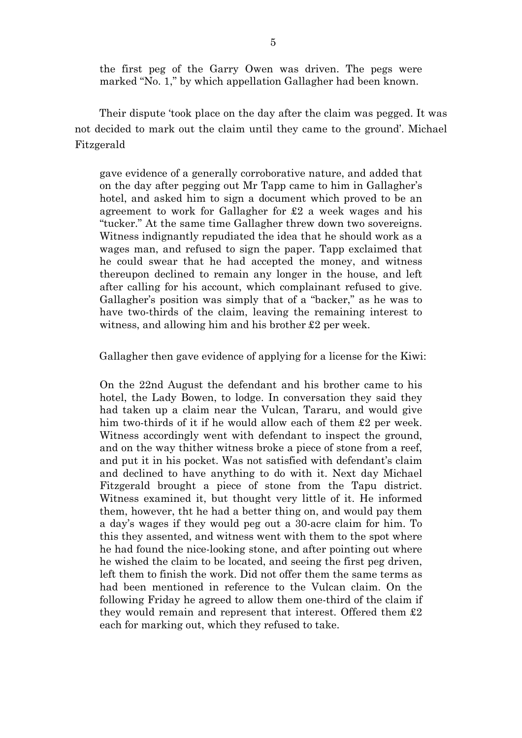> the first peg of the Garry Owen was driven. The pegs were marked "No. 1," by which appellation Gallagher had been known.

Their dispute 'took place on the day after the claim was pegged. It was not decided to mark out the claim until they came to the ground'. Michael Fitzgerald

> gave evidence of a generally corroborative nature, and added that on the day after pegging out Mr Tapp came to him in Gallagher's hotel, and asked him to sign a document which proved to be an agreement to work for Gallagher for £2 a week wages and his "tucker." At the same time Gallagher threw down two sovereigns. Witness indignantly repudiated the idea that he should work as a wages man, and refused to sign the paper. Tapp exclaimed that he could swear that he had accepted the money, and witness thereupon declined to remain any longer in the house, and left after calling for his account, which complainant refused to give. Gallagher's position was simply that of a "backer," as he was to have two-thirds of the claim, leaving the remaining interest to witness, and allowing him and his brother £2 per week.

Gallagher then gave evidence of applying for a license for the Kiwi:

> On the 22nd August the defendant and his brother came to his hotel, the Lady Bowen, to lodge. In conversation they said they had taken up a claim near the Vulcan, Tararu, and would give him two-thirds of it if he would allow each of them £2 per week. Witness accordingly went with defendant to inspect the ground, and on the way thither witness broke a piece of stone from a reef, and put it in his pocket. Was not satisfied with defendant's claim and declined to have anything to do with it. Next day Michael Fitzgerald brought a piece of stone from the Tapu district. Witness examined it, but thought very little of it. He informed them, however, tht he had a better thing on, and would pay them a day's wages if they would peg out a 30-acre claim for him. To this they assented, and witness went with them to the spot where he had found the nice-looking stone, and after pointing out where he wished the claim to be located, and seeing the first peg driven, left them to finish the work. Did not offer them the same terms as had been mentioned in reference to the Vulcan claim. On the following Friday he agreed to allow them one-third of the claim if they would remain and represent that interest. Offered them £2 each for marking out, which they refused to take.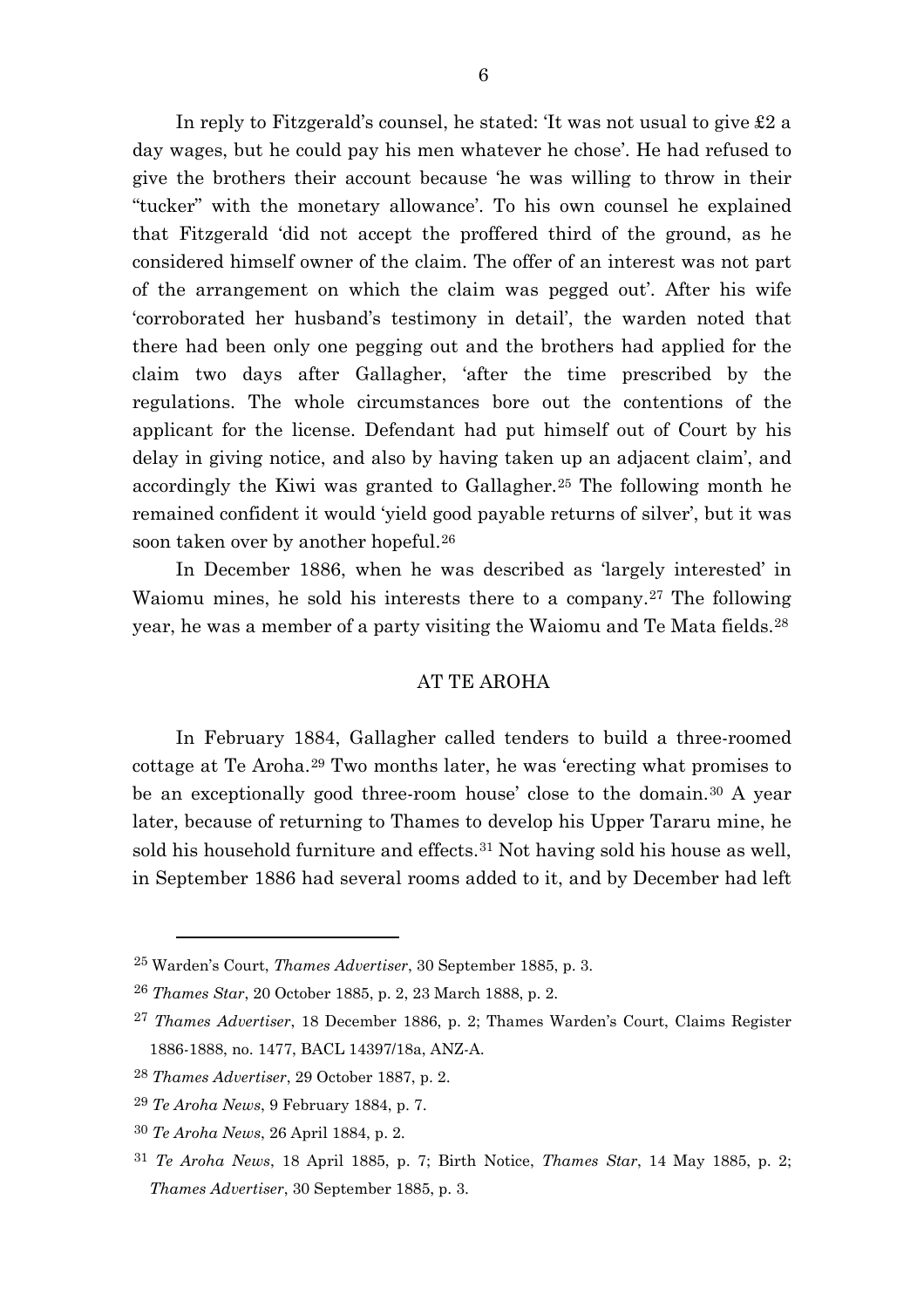In reply to Fitzgerald's counsel, he stated: 'It was not usual to give £2 a day wages, but he could pay his men whatever he chose'. He had refused to give the brothers their account because 'he was willing to throw in their "tucker" with the monetary allowance'. To his own counsel he explained that Fitzgerald 'did not accept the proffered third of the ground, as he considered himself owner of the claim. The offer of an interest was not part of the arrangement on which the claim was pegged out'. After his wife 'corroborated her husband's testimony in detail', the warden noted that there had been only one pegging out and the brothers had applied for the claim two days after Gallagher, 'after the time prescribed by the regulations. The whole circumstances bore out the contentions of the applicant for the license. Defendant had put himself out of Court by his delay in giving notice, and also by having taken up an adjacent claim', and accordingly the Kiwi was granted to Gallagher.[25] The following month he remained confident it would 'yield good payable returns of silver', but it was soon taken over by another hopeful.[26]

In December 1886, when he was described as 'largely interested' in Waiomu mines, he sold his interests there to a company.[27] The following year, he was a member of a party visiting the Waiomu and Te Mata fields.[28]

## AT TE AROHA

In February 1884, Gallagher called tenders to build a three-roomed cottage at Te Aroha.[29] Two months later, he was 'erecting what promises to be an exceptionally good three-room house' close to the domain.[30] A year later, because of returning to Thames to develop his Upper Tararu mine, he sold his household furniture and effects.[31] Not having sold his house as well, in September 1886 had several rooms added to it, and by December had left

---

[25] Warden's Court, *Thames Advertiser*, 30 September 1885, p. 3.

[26] *Thames Star*, 20 October 1885, p. 2, 23 March 1888, p. 2.

[27] *Thames Advertiser*, 18 December 1886, p. 2; Thames Warden's Court, Claims Register 1886-1888, no. 1477, BACL 14397/18a, ANZ-A.

[28] *Thames Advertiser*, 29 October 1887, p. 2.

[29] *Te Aroha News*, 9 February 1884, p. 7.

[30] *Te Aroha News*, 26 April 1884, p. 2.

[31] *Te Aroha News*, 18 April 1885, p. 7; Birth Notice, *Thames Star*, 14 May 1885, p. 2; *Thames Advertiser*, 30 September 1885, p. 3.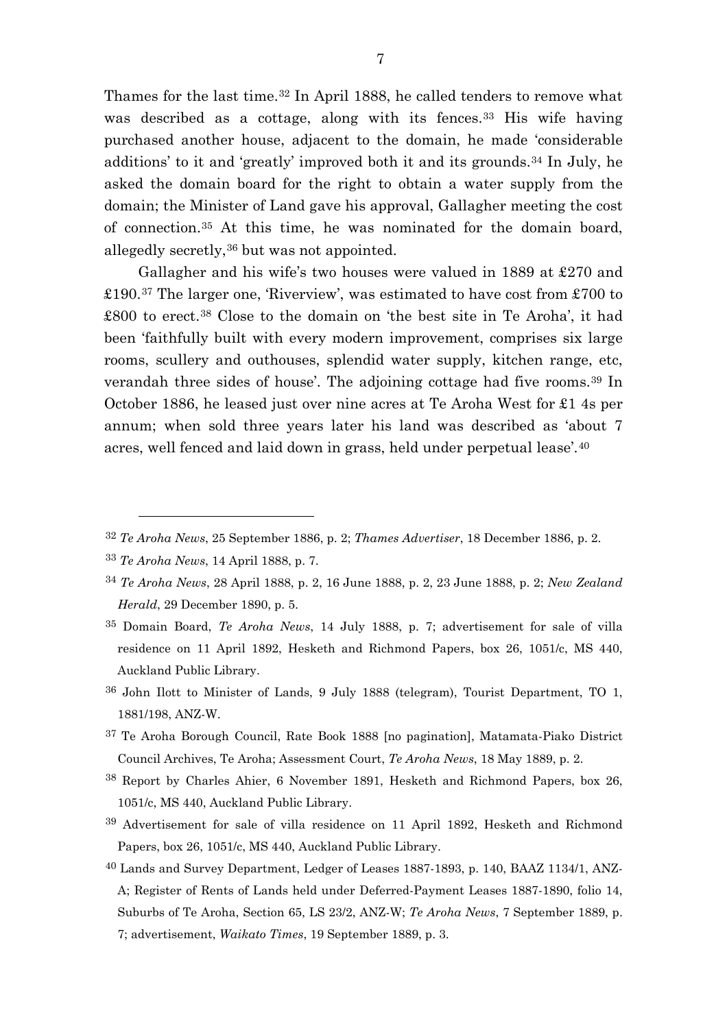Thames for the last time.[32] In April 1888, he called tenders to remove what was described as a cottage, along with its fences.[33] His wife having purchased another house, adjacent to the domain, he made 'considerable additions' to it and 'greatly' improved both it and its grounds.[34] In July, he asked the domain board for the right to obtain a water supply from the domain; the Minister of Land gave his approval, Gallagher meeting the cost of connection.[35] At this time, he was nominated for the domain board, allegedly secretly,[36] but was not appointed.

Gallagher and his wife's two houses were valued in 1889 at £270 and £190.[37] The larger one, 'Riverview', was estimated to have cost from £700 to £800 to erect.[38] Close to the domain on 'the best site in Te Aroha', it had been 'faithfully built with every modern improvement, comprises six large rooms, scullery and outhouses, splendid water supply, kitchen range, etc, verandah three sides of house'. The adjoining cottage had five rooms.[39] In October 1886, he leased just over nine acres at Te Aroha West for £1 4s per annum; when sold three years later his land was described as 'about 7 acres, well fenced and laid down in grass, held under perpetual lease'.[40]

---

[32] *Te Aroha News*, 25 September 1886, p. 2; *Thames Advertiser*, 18 December 1886, p. 2.

[33] *Te Aroha News*, 14 April 1888, p. 7.

[34] *Te Aroha News*, 28 April 1888, p. 2, 16 June 1888, p. 2, 23 June 1888, p. 2; *New Zealand Herald*, 29 December 1890, p. 5.

[35] Domain Board, *Te Aroha News*, 14 July 1888, p. 7; advertisement for sale of villa residence on 11 April 1892, Hesketh and Richmond Papers, box 26, 1051/c, MS 440, Auckland Public Library.

[36] John Ilott to Minister of Lands, 9 July 1888 (telegram), Tourist Department, TO 1, 1881/198, ANZ-W.

[37] Te Aroha Borough Council, Rate Book 1888 [no pagination], Matamata-Piako District Council Archives, Te Aroha; Assessment Court, *Te Aroha News*, 18 May 1889, p. 2.

[38] Report by Charles Ahier, 6 November 1891, Hesketh and Richmond Papers, box 26, 1051/c, MS 440, Auckland Public Library.

[39] Advertisement for sale of villa residence on 11 April 1892, Hesketh and Richmond Papers, box 26, 1051/c, MS 440, Auckland Public Library.

[40] Lands and Survey Department, Ledger of Leases 1887-1893, p. 140, BAAZ 1134/1, ANZ-A; Register of Rents of Lands held under Deferred-Payment Leases 1887-1890, folio 14, Suburbs of Te Aroha, Section 65, LS 23/2, ANZ-W; *Te Aroha News*, 7 September 1889, p. 7; advertisement, *Waikato Times*, 19 September 1889, p. 3.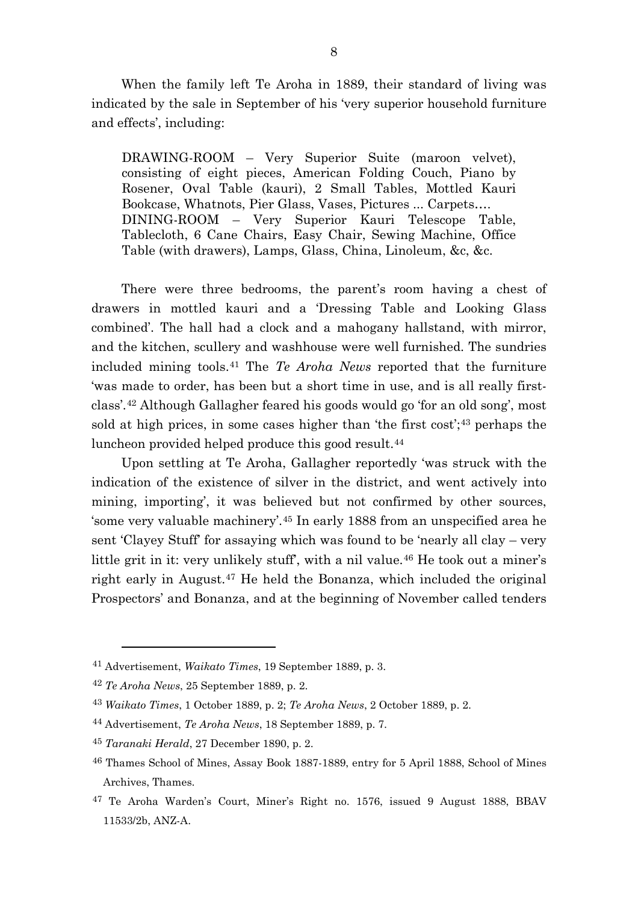When the family left Te Aroha in 1889, their standard of living was indicated by the sale in September of his 'very superior household furniture and effects', including:

> DRAWING-ROOM – Very Superior Suite (maroon velvet), consisting of eight pieces, American Folding Couch, Piano by Rosener, Oval Table (kauri), 2 Small Tables, Mottled Kauri Bookcase, Whatnots, Pier Glass, Vases, Pictures ... Carpets….
> DINING-ROOM – Very Superior Kauri Telescope Table, Tablecloth, 6 Cane Chairs, Easy Chair, Sewing Machine, Office Table (with drawers), Lamps, Glass, China, Linoleum, &c, &c.

There were three bedrooms, the parent's room having a chest of drawers in mottled kauri and a 'Dressing Table and Looking Glass combined'. The hall had a clock and a mahogany hallstand, with mirror, and the kitchen, scullery and washhouse were well furnished. The sundries included mining tools.[41] The *Te Aroha News* reported that the furniture 'was made to order, has been but a short time in use, and is all really first-class'.[42] Although Gallagher feared his goods would go 'for an old song', most sold at high prices, in some cases higher than 'the first cost';[43] perhaps the luncheon provided helped produce this good result.[44]

Upon settling at Te Aroha, Gallagher reportedly 'was struck with the indication of the existence of silver in the district, and went actively into mining, importing', it was believed but not confirmed by other sources, 'some very valuable machinery'.[45] In early 1888 from an unspecified area he sent 'Clayey Stuff' for assaying which was found to be 'nearly all clay – very little grit in it: very unlikely stuff', with a nil value.[46] He took out a miner's right early in August.[47] He held the Bonanza, which included the original Prospectors' and Bonanza, and at the beginning of November called tenders

---

[41] Advertisement, *Waikato Times*, 19 September 1889, p. 3.

[42] *Te Aroha News*, 25 September 1889, p. 2.

[43] *Waikato Times*, 1 October 1889, p. 2; *Te Aroha News*, 2 October 1889, p. 2.

[44] Advertisement, *Te Aroha News*, 18 September 1889, p. 7.

[45] *Taranaki Herald*, 27 December 1890, p. 2.

[46] Thames School of Mines, Assay Book 1887-1889, entry for 5 April 1888, School of Mines Archives, Thames.

[47] Te Aroha Warden's Court, Miner's Right no. 1576, issued 9 August 1888, BBAV 11533/2b, ANZ-A.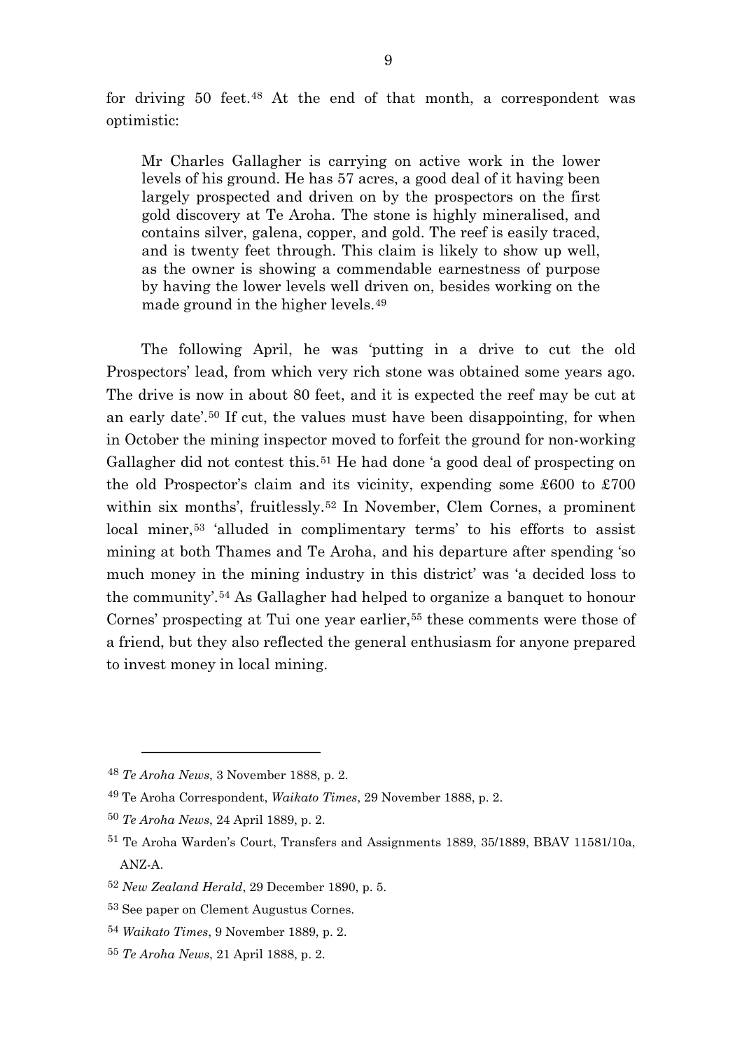for driving 50 feet.[48] At the end of that month, a correspondent was optimistic:

> Mr Charles Gallagher is carrying on active work in the lower levels of his ground. He has 57 acres, a good deal of it having been largely prospected and driven on by the prospectors on the first gold discovery at Te Aroha. The stone is highly mineralised, and contains silver, galena, copper, and gold. The reef is easily traced, and is twenty feet through. This claim is likely to show up well, as the owner is showing a commendable earnestness of purpose by having the lower levels well driven on, besides working on the made ground in the higher levels.[49]

The following April, he was 'putting in a drive to cut the old Prospectors' lead, from which very rich stone was obtained some years ago. The drive is now in about 80 feet, and it is expected the reef may be cut at an early date'.[50] If cut, the values must have been disappointing, for when in October the mining inspector moved to forfeit the ground for non-working Gallagher did not contest this.[51] He had done 'a good deal of prospecting on the old Prospector's claim and its vicinity, expending some £600 to £700 within six months', fruitlessly.[52] In November, Clem Cornes, a prominent local miner,[53] 'alluded in complimentary terms' to his efforts to assist mining at both Thames and Te Aroha, and his departure after spending 'so much money in the mining industry in this district' was 'a decided loss to the community'.[54] As Gallagher had helped to organize a banquet to honour Cornes' prospecting at Tui one year earlier,[55] these comments were those of a friend, but they also reflected the general enthusiasm for anyone prepared to invest money in local mining.

---

[48] *Te Aroha News*, 3 November 1888, p. 2.

[49] Te Aroha Correspondent, *Waikato Times*, 29 November 1888, p. 2.

[50] *Te Aroha News*, 24 April 1889, p. 2.

[51] Te Aroha Warden's Court, Transfers and Assignments 1889, 35/1889, BBAV 11581/10a, ANZ-A.

[52] *New Zealand Herald*, 29 December 1890, p. 5.

[53] See paper on Clement Augustus Cornes.

[54] *Waikato Times*, 9 November 1889, p. 2.

[55] *Te Aroha News*, 21 April 1888, p. 2.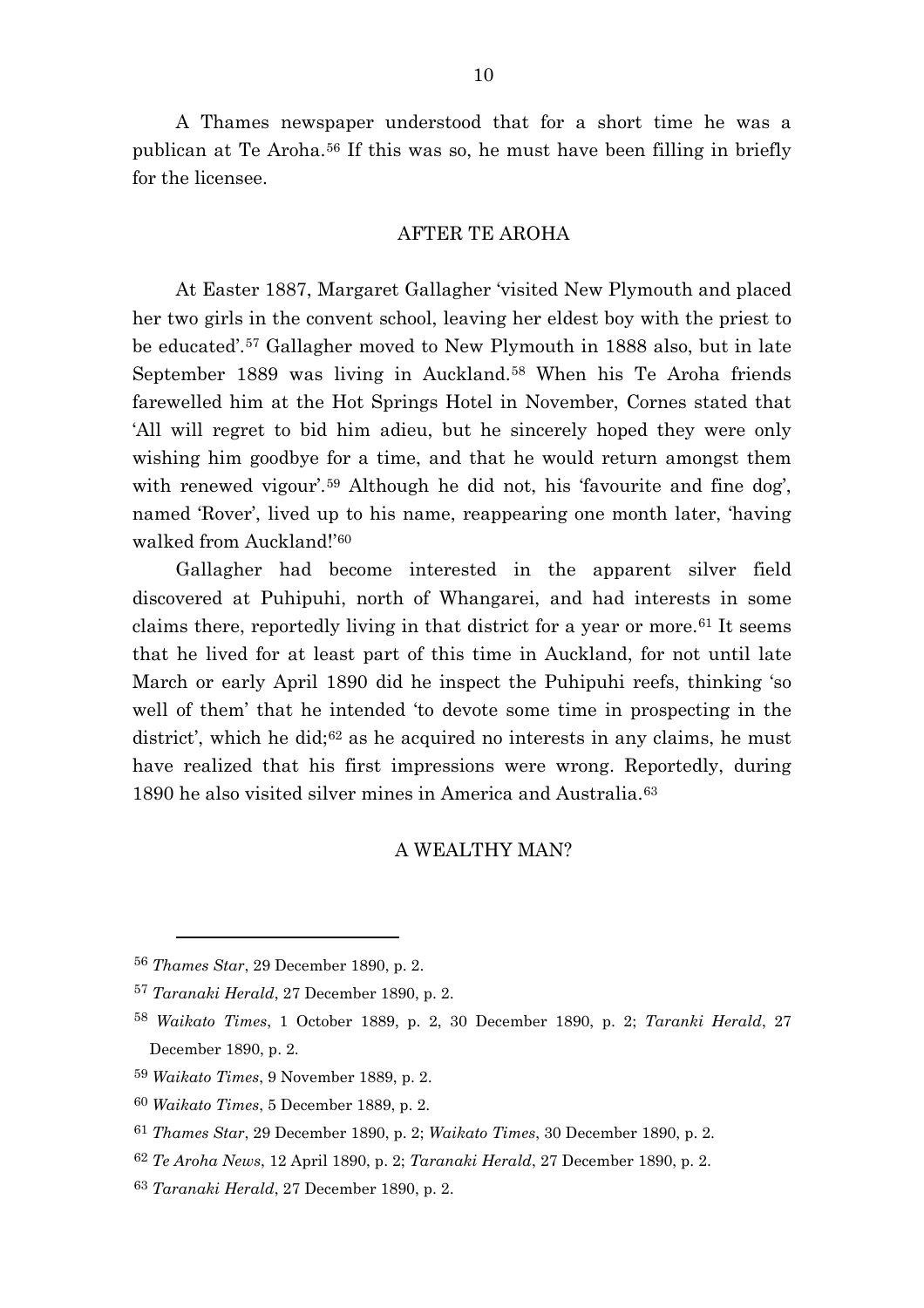A Thames newspaper understood that for a short time he was a publican at Te Aroha.[56] If this was so, he must have been filling in briefly for the licensee.

## AFTER TE AROHA

At Easter 1887, Margaret Gallagher 'visited New Plymouth and placed her two girls in the convent school, leaving her eldest boy with the priest to be educated'.[57] Gallagher moved to New Plymouth in 1888 also, but in late September 1889 was living in Auckland.[58] When his Te Aroha friends farewelled him at the Hot Springs Hotel in November, Cornes stated that 'All will regret to bid him adieu, but he sincerely hoped they were only wishing him goodbye for a time, and that he would return amongst them with renewed vigour'.[59] Although he did not, his 'favourite and fine dog', named 'Rover', lived up to his name, reappearing one month later, 'having walked from Auckland!'[60]

Gallagher had become interested in the apparent silver field discovered at Puhipuhi, north of Whangarei, and had interests in some claims there, reportedly living in that district for a year or more.[61] It seems that he lived for at least part of this time in Auckland, for not until late March or early April 1890 did he inspect the Puhipuhi reefs, thinking 'so well of them' that he intended 'to devote some time in prospecting in the district', which he did;[62] as he acquired no interests in any claims, he must have realized that his first impressions were wrong. Reportedly, during 1890 he also visited silver mines in America and Australia.[63]

## A WEALTHY MAN?

---

[56] *Thames Star*, 29 December 1890, p. 2.

[57] *Taranaki Herald*, 27 December 1890, p. 2.

[58] *Waikato Times*, 1 October 1889, p. 2, 30 December 1890, p. 2; *Taranki Herald*, 27 December 1890, p. 2.

[59] *Waikato Times*, 9 November 1889, p. 2.

[60] *Waikato Times*, 5 December 1889, p. 2.

[61] *Thames Star*, 29 December 1890, p. 2; *Waikato Times*, 30 December 1890, p. 2.

[62] *Te Aroha News*, 12 April 1890, p. 2; *Taranaki Herald*, 27 December 1890, p. 2.

[63] *Taranaki Herald*, 27 December 1890, p. 2.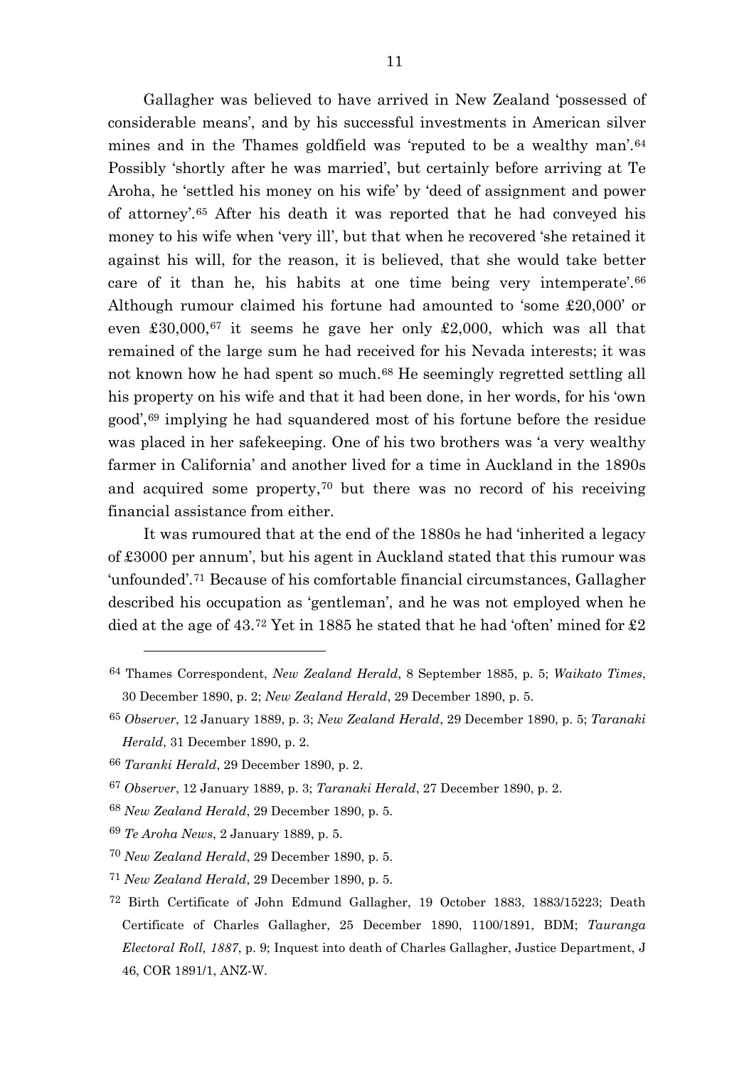Gallagher was believed to have arrived in New Zealand 'possessed of considerable means', and by his successful investments in American silver mines and in the Thames goldfield was 'reputed to be a wealthy man'.[64] Possibly 'shortly after he was married', but certainly before arriving at Te Aroha, he 'settled his money on his wife' by 'deed of assignment and power of attorney'.[65] After his death it was reported that he had conveyed his money to his wife when 'very ill', but that when he recovered 'she retained it against his will, for the reason, it is believed, that she would take better care of it than he, his habits at one time being very intemperate'.[66] Although rumour claimed his fortune had amounted to 'some £20,000' or even £30,000,[67] it seems he gave her only £2,000, which was all that remained of the large sum he had received for his Nevada interests; it was not known how he had spent so much.[68] He seemingly regretted settling all his property on his wife and that it had been done, in her words, for his 'own good',[69] implying he had squandered most of his fortune before the residue was placed in her safekeeping. One of his two brothers was 'a very wealthy farmer in California' and another lived for a time in Auckland in the 1890s and acquired some property,[70] but there was no record of his receiving financial assistance from either.

It was rumoured that at the end of the 1880s he had 'inherited a legacy of £3000 per annum', but his agent in Auckland stated that this rumour was 'unfounded'.[71] Because of his comfortable financial circumstances, Gallagher described his occupation as 'gentleman', and he was not employed when he died at the age of 43.[72] Yet in 1885 he stated that he had 'often' mined for £2

---

[64] Thames Correspondent, *New Zealand Herald*, 8 September 1885, p. 5; *Waikato Times*, 30 December 1890, p. 2; *New Zealand Herald*, 29 December 1890, p. 5.

[65] *Observer*, 12 January 1889, p. 3; *New Zealand Herald*, 29 December 1890, p. 5; *Taranaki Herald*, 31 December 1890, p. 2.

[66] *Taranki Herald*, 29 December 1890, p. 2.

[67] *Observer*, 12 January 1889, p. 3; *Taranaki Herald*, 27 December 1890, p. 2.

[68] *New Zealand Herald*, 29 December 1890, p. 5.

[69] *Te Aroha News*, 2 January 1889, p. 5.

[70] *New Zealand Herald*, 29 December 1890, p. 5.

[71] *New Zealand Herald*, 29 December 1890, p. 5.

[72] Birth Certificate of John Edmund Gallagher, 19 October 1883, 1883/15223; Death Certificate of Charles Gallagher, 25 December 1890, 1100/1891, BDM; *Tauranga Electoral Roll, 1887*, p. 9; Inquest into death of Charles Gallagher, Justice Department, J 46, COR 1891/1, ANZ-W.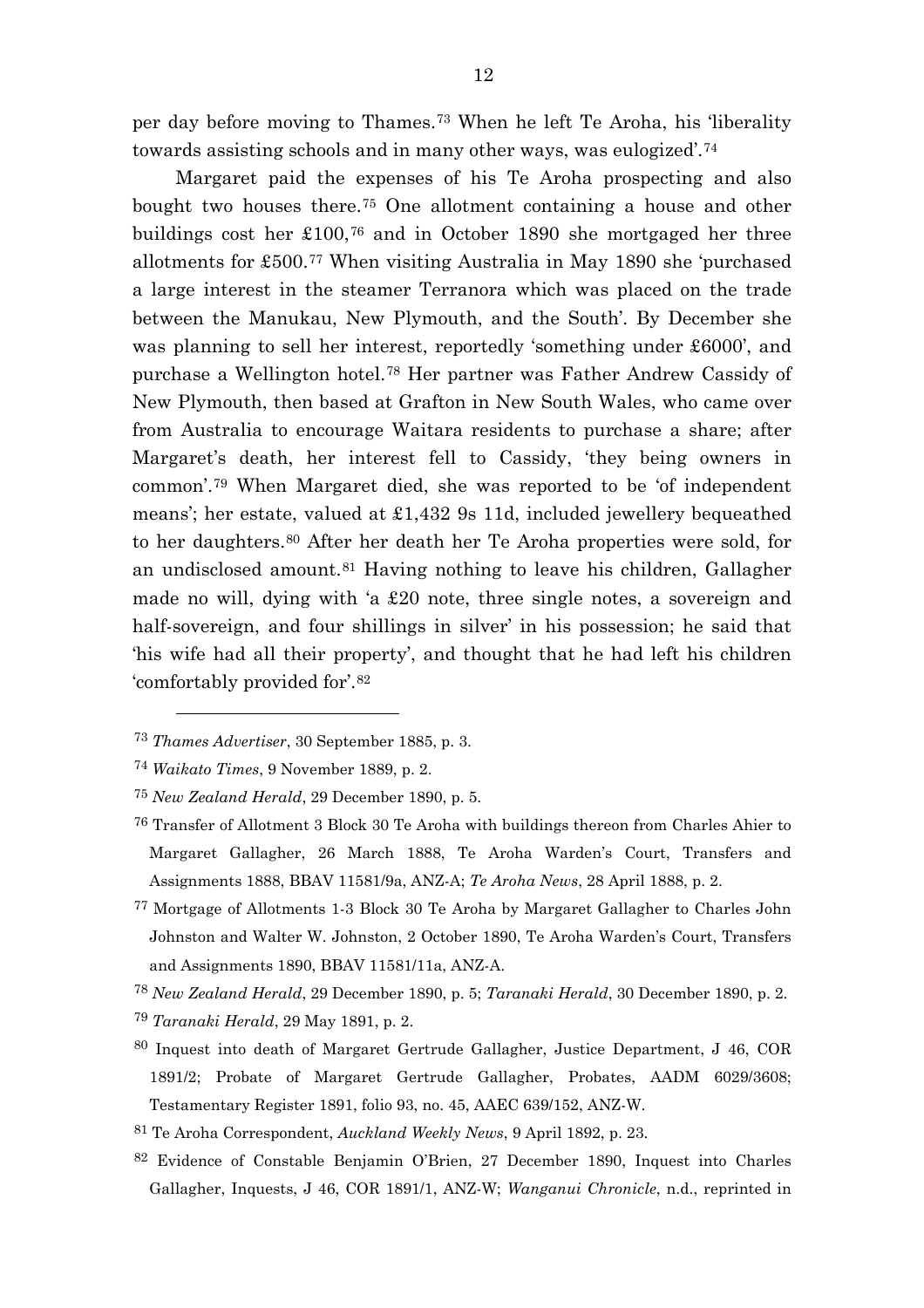per day before moving to Thames.[73] When he left Te Aroha, his 'liberality towards assisting schools and in many other ways, was eulogized'.[74]

Margaret paid the expenses of his Te Aroha prospecting and also bought two houses there.[75] One allotment containing a house and other buildings cost her £100,[76] and in October 1890 she mortgaged her three allotments for £500.[77] When visiting Australia in May 1890 she 'purchased a large interest in the steamer Terranora which was placed on the trade between the Manukau, New Plymouth, and the South'. By December she was planning to sell her interest, reportedly 'something under £6000', and purchase a Wellington hotel.[78] Her partner was Father Andrew Cassidy of New Plymouth, then based at Grafton in New South Wales, who came over from Australia to encourage Waitara residents to purchase a share; after Margaret's death, her interest fell to Cassidy, 'they being owners in common'.[79] When Margaret died, she was reported to be 'of independent means'; her estate, valued at £1,432 9s 11d, included jewellery bequeathed to her daughters.[80] After her death her Te Aroha properties were sold, for an undisclosed amount.[81] Having nothing to leave his children, Gallagher made no will, dying with 'a £20 note, three single notes, a sovereign and half-sovereign, and four shillings in silver' in his possession; he said that 'his wife had all their property', and thought that he had left his children 'comfortably provided for'.[82]

---

[73] *Thames Advertiser*, 30 September 1885, p. 3.

[74] *Waikato Times*, 9 November 1889, p. 2.

[75] *New Zealand Herald*, 29 December 1890, p. 5.

[76] Transfer of Allotment 3 Block 30 Te Aroha with buildings thereon from Charles Ahier to Margaret Gallagher, 26 March 1888, Te Aroha Warden's Court, Transfers and Assignments 1888, BBAV 11581/9a, ANZ-A; *Te Aroha News*, 28 April 1888, p. 2.

[77] Mortgage of Allotments 1-3 Block 30 Te Aroha by Margaret Gallagher to Charles John Johnston and Walter W. Johnston, 2 October 1890, Te Aroha Warden's Court, Transfers and Assignments 1890, BBAV 11581/11a, ANZ-A.

[78] *New Zealand Herald*, 29 December 1890, p. 5; *Taranaki Herald*, 30 December 1890, p. 2.

[79] *Taranaki Herald*, 29 May 1891, p. 2.

[80] Inquest into death of Margaret Gertrude Gallagher, Justice Department, J 46, COR 1891/2; Probate of Margaret Gertrude Gallagher, Probates, AADM 6029/3608; Testamentary Register 1891, folio 93, no. 45, AAEC 639/152, ANZ-W.

[81] Te Aroha Correspondent, *Auckland Weekly News*, 9 April 1892, p. 23.

[82] Evidence of Constable Benjamin O'Brien, 27 December 1890, Inquest into Charles Gallagher, Inquests, J 46, COR 1891/1, ANZ-W; *Wanganui Chronicle*, n.d., reprinted in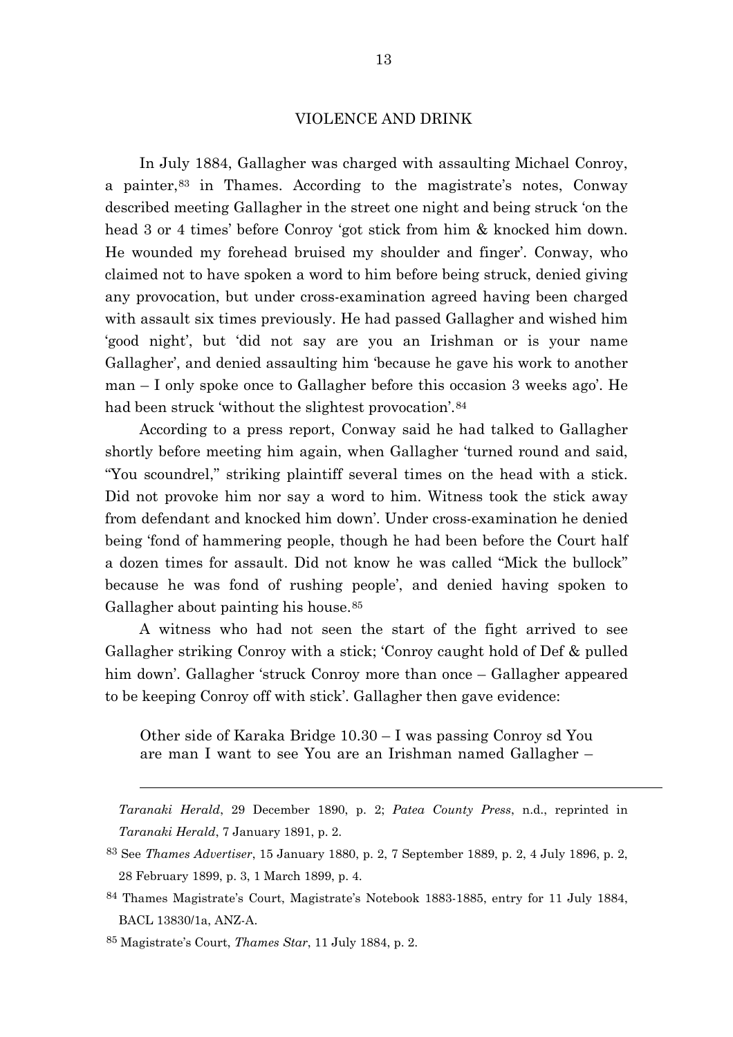## VIOLENCE AND DRINK

In July 1884, Gallagher was charged with assaulting Michael Conroy, a painter,[83] in Thames. According to the magistrate's notes, Conway described meeting Gallagher in the street one night and being struck 'on the head 3 or 4 times' before Conroy 'got stick from him & knocked him down. He wounded my forehead bruised my shoulder and finger'. Conway, who claimed not to have spoken a word to him before being struck, denied giving any provocation, but under cross-examination agreed having been charged with assault six times previously. He had passed Gallagher and wished him 'good night', but 'did not say are you an Irishman or is your name Gallagher', and denied assaulting him 'because he gave his work to another man – I only spoke once to Gallagher before this occasion 3 weeks ago'. He had been struck 'without the slightest provocation'.[84]

According to a press report, Conway said he had talked to Gallagher shortly before meeting him again, when Gallagher 'turned round and said, "You scoundrel," striking plaintiff several times on the head with a stick. Did not provoke him nor say a word to him. Witness took the stick away from defendant and knocked him down'. Under cross-examination he denied being 'fond of hammering people, though he had been before the Court half a dozen times for assault. Did not know he was called "Mick the bullock" because he was fond of rushing people', and denied having spoken to Gallagher about painting his house.[85]

A witness who had not seen the start of the fight arrived to see Gallagher striking Conroy with a stick; 'Conroy caught hold of Def & pulled him down'. Gallagher 'struck Conroy more than once – Gallagher appeared to be keeping Conroy off with stick'. Gallagher then gave evidence:

> Other side of Karaka Bridge 10.30 – I was passing Conroy sd You are man I want to see You are an Irishman named Gallagher –

---

*Taranaki Herald*, 29 December 1890, p. 2; *Patea County Press*, n.d., reprinted in *Taranaki Herald*, 7 January 1891, p. 2.

[83] See *Thames Advertiser*, 15 January 1880, p. 2, 7 September 1889, p. 2, 4 July 1896, p. 2, 28 February 1899, p. 3, 1 March 1899, p. 4.

[84] Thames Magistrate's Court, Magistrate's Notebook 1883-1885, entry for 11 July 1884, BACL 13830/1a, ANZ-A.

[85] Magistrate's Court, *Thames Star*, 11 July 1884, p. 2.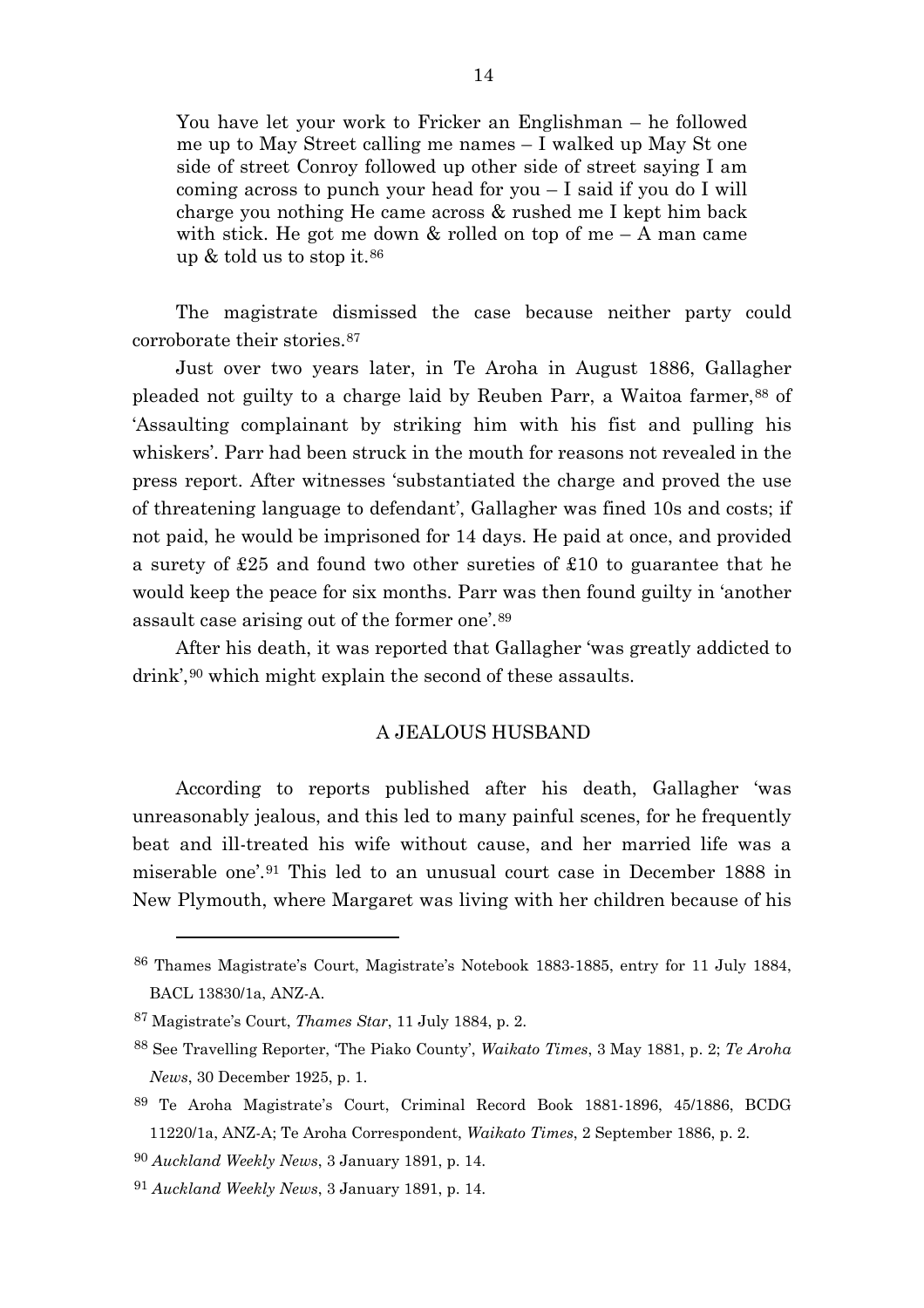> You have let your work to Fricker an Englishman – he followed me up to May Street calling me names – I walked up May St one side of street Conroy followed up other side of street saying I am coming across to punch your head for you – I said if you do I will charge you nothing He came across & rushed me I kept him back with stick. He got me down & rolled on top of me – A man came up & told us to stop it.[86]

The magistrate dismissed the case because neither party could corroborate their stories.[87]

Just over two years later, in Te Aroha in August 1886, Gallagher pleaded not guilty to a charge laid by Reuben Parr, a Waitoa farmer,[88] of 'Assaulting complainant by striking him with his fist and pulling his whiskers'. Parr had been struck in the mouth for reasons not revealed in the press report. After witnesses 'substantiated the charge and proved the use of threatening language to defendant', Gallagher was fined 10s and costs; if not paid, he would be imprisoned for 14 days. He paid at once, and provided a surety of £25 and found two other sureties of £10 to guarantee that he would keep the peace for six months. Parr was then found guilty in 'another assault case arising out of the former one'.[89]

After his death, it was reported that Gallagher 'was greatly addicted to drink',[90] which might explain the second of these assaults.

## A JEALOUS HUSBAND

According to reports published after his death, Gallagher 'was unreasonably jealous, and this led to many painful scenes, for he frequently beat and ill-treated his wife without cause, and her married life was a miserable one'.[91] This led to an unusual court case in December 1888 in New Plymouth, where Margaret was living with her children because of his

---

[86] Thames Magistrate's Court, Magistrate's Notebook 1883-1885, entry for 11 July 1884, BACL 13830/1a, ANZ-A.

[87] Magistrate's Court, *Thames Star*, 11 July 1884, p. 2.

[88] See Travelling Reporter, 'The Piako County', *Waikato Times*, 3 May 1881, p. 2; *Te Aroha News*, 30 December 1925, p. 1.

[89] Te Aroha Magistrate's Court, Criminal Record Book 1881-1896, 45/1886, BCDG 11220/1a, ANZ-A; Te Aroha Correspondent, *Waikato Times*, 2 September 1886, p. 2.

[90] *Auckland Weekly News*, 3 January 1891, p. 14.

[91] *Auckland Weekly News*, 3 January 1891, p. 14.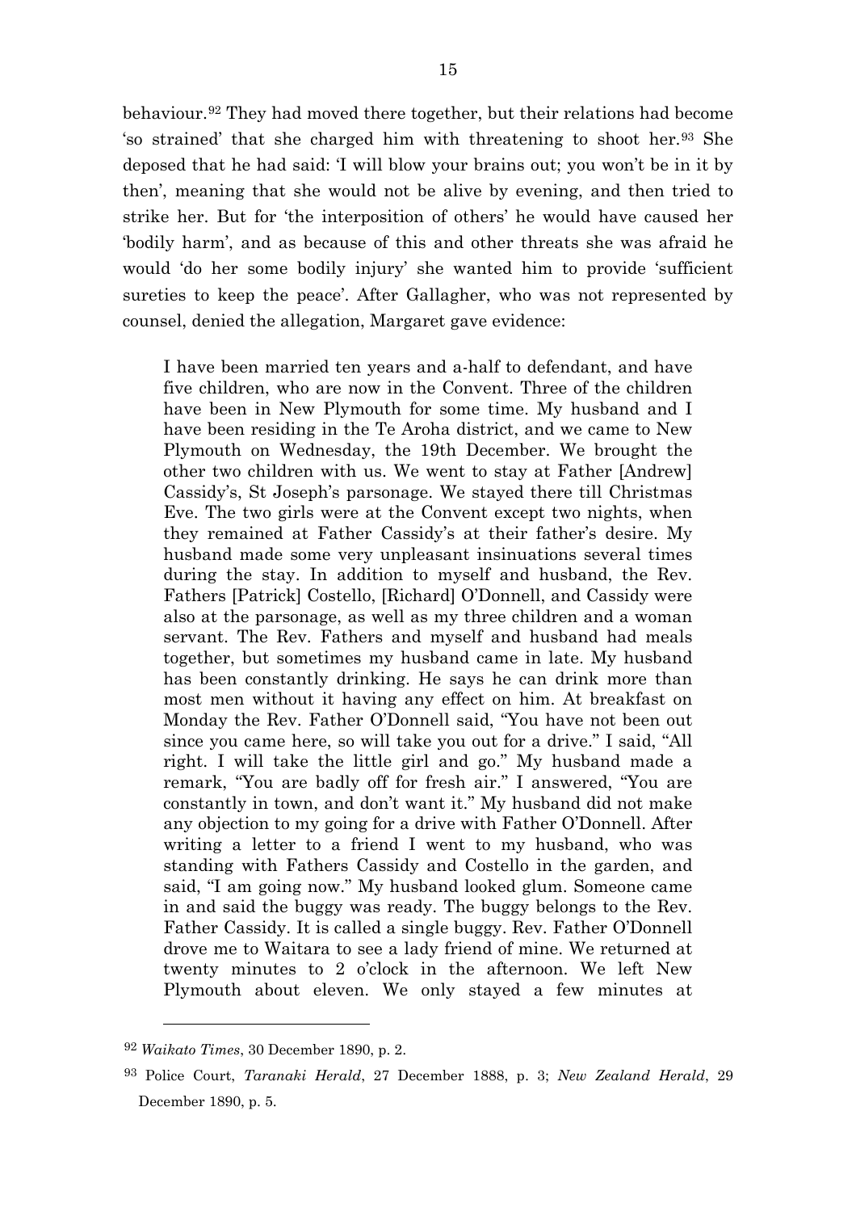behaviour.[92] They had moved there together, but their relations had become 'so strained' that she charged him with threatening to shoot her.[93] She deposed that he had said: 'I will blow your brains out; you won't be in it by then', meaning that she would not be alive by evening, and then tried to strike her. But for 'the interposition of others' he would have caused her 'bodily harm', and as because of this and other threats she was afraid he would 'do her some bodily injury' she wanted him to provide 'sufficient sureties to keep the peace'. After Gallagher, who was not represented by counsel, denied the allegation, Margaret gave evidence:

> I have been married ten years and a-half to defendant, and have five children, who are now in the Convent. Three of the children have been in New Plymouth for some time. My husband and I have been residing in the Te Aroha district, and we came to New Plymouth on Wednesday, the 19th December. We brought the other two children with us. We went to stay at Father [Andrew] Cassidy's, St Joseph's parsonage. We stayed there till Christmas Eve. The two girls were at the Convent except two nights, when they remained at Father Cassidy's at their father's desire. My husband made some very unpleasant insinuations several times during the stay. In addition to myself and husband, the Rev. Fathers [Patrick] Costello, [Richard] O'Donnell, and Cassidy were also at the parsonage, as well as my three children and a woman servant. The Rev. Fathers and myself and husband had meals together, but sometimes my husband came in late. My husband has been constantly drinking. He says he can drink more than most men without it having any effect on him. At breakfast on Monday the Rev. Father O'Donnell said, "You have not been out since you came here, so will take you out for a drive." I said, "All right. I will take the little girl and go." My husband made a remark, "You are badly off for fresh air." I answered, "You are constantly in town, and don't want it." My husband did not make any objection to my going for a drive with Father O'Donnell. After writing a letter to a friend I went to my husband, who was standing with Fathers Cassidy and Costello in the garden, and said, "I am going now." My husband looked glum. Someone came in and said the buggy was ready. The buggy belongs to the Rev. Father Cassidy. It is called a single buggy. Rev. Father O'Donnell drove me to Waitara to see a lady friend of mine. We returned at twenty minutes to 2 o'clock in the afternoon. We left New Plymouth about eleven. We only stayed a few minutes at

---

[92] *Waikato Times*, 30 December 1890, p. 2.

[93] Police Court, *Taranaki Herald*, 27 December 1888, p. 3; *New Zealand Herald*, 29 December 1890, p. 5.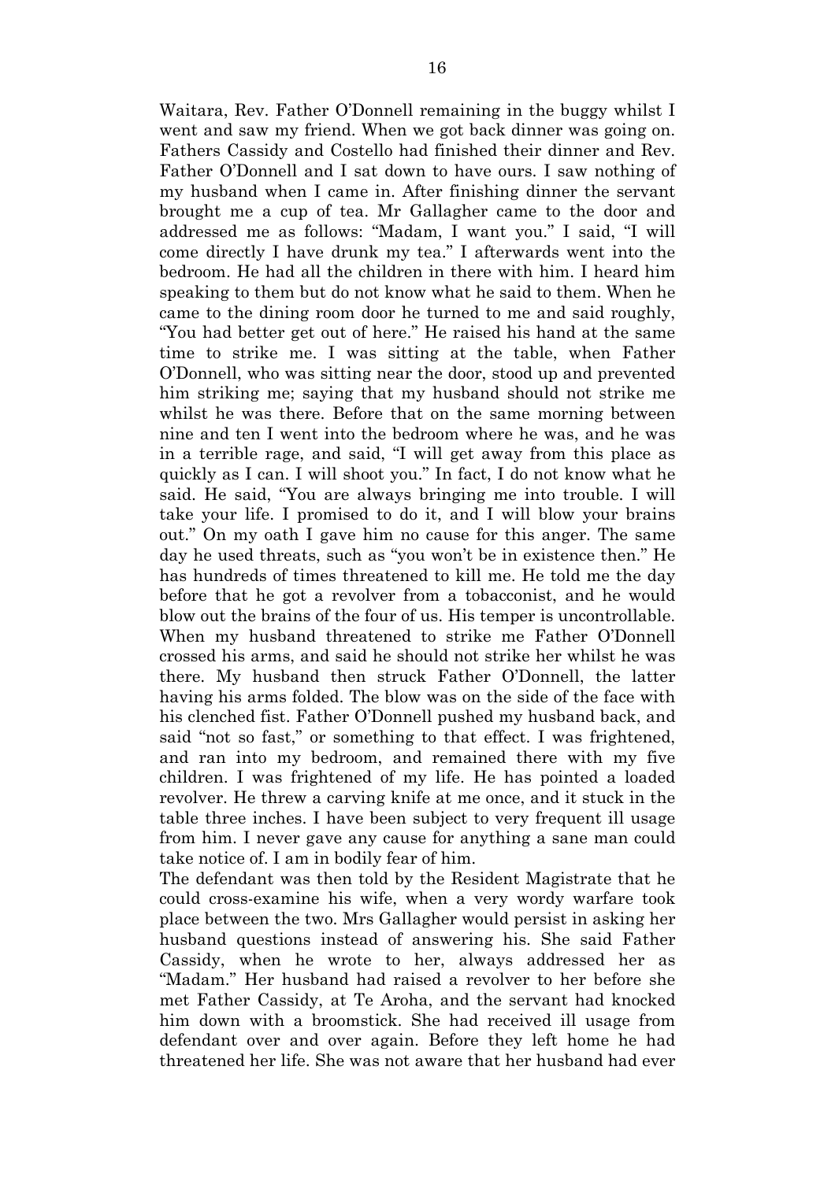Waitara, Rev. Father O'Donnell remaining in the buggy whilst I went and saw my friend. When we got back dinner was going on. Fathers Cassidy and Costello had finished their dinner and Rev. Father O'Donnell and I sat down to have ours. I saw nothing of my husband when I came in. After finishing dinner the servant brought me a cup of tea. Mr Gallagher came to the door and addressed me as follows: "Madam, I want you." I said, "I will come directly I have drunk my tea." I afterwards went into the bedroom. He had all the children in there with him. I heard him speaking to them but do not know what he said to them. When he came to the dining room door he turned to me and said roughly, "You had better get out of here." He raised his hand at the same time to strike me. I was sitting at the table, when Father O'Donnell, who was sitting near the door, stood up and prevented him striking me; saying that my husband should not strike me whilst he was there. Before that on the same morning between nine and ten I went into the bedroom where he was, and he was in a terrible rage, and said, "I will get away from this place as quickly as I can. I will shoot you." In fact, I do not know what he said. He said, "You are always bringing me into trouble. I will take your life. I promised to do it, and I will blow your brains out." On my oath I gave him no cause for this anger. The same day he used threats, such as "you won't be in existence then." He has hundreds of times threatened to kill me. He told me the day before that he got a revolver from a tobacconist, and he would blow out the brains of the four of us. His temper is uncontrollable. When my husband threatened to strike me Father O'Donnell crossed his arms, and said he should not strike her whilst he was there. My husband then struck Father O'Donnell, the latter having his arms folded. The blow was on the side of the face with his clenched fist. Father O'Donnell pushed my husband back, and said "not so fast," or something to that effect. I was frightened, and ran into my bedroom, and remained there with my five children. I was frightened of my life. He has pointed a loaded revolver. He threw a carving knife at me once, and it stuck in the table three inches. I have been subject to very frequent ill usage from him. I never gave any cause for anything a sane man could take notice of. I am in bodily fear of him.

The defendant was then told by the Resident Magistrate that he could cross-examine his wife, when a very wordy warfare took place between the two. Mrs Gallagher would persist in asking her husband questions instead of answering his. She said Father Cassidy, when he wrote to her, always addressed her as "Madam." Her husband had raised a revolver to her before she met Father Cassidy, at Te Aroha, and the servant had knocked him down with a broomstick. She had received ill usage from defendant over and over again. Before they left home he had threatened her life. She was not aware that her husband had ever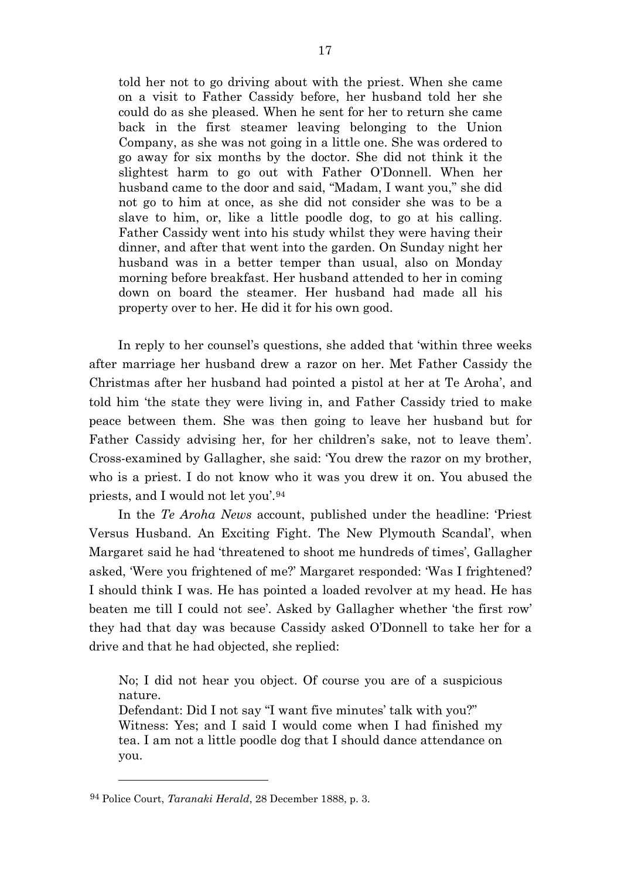> told her not to go driving about with the priest. When she came on a visit to Father Cassidy before, her husband told her she could do as she pleased. When he sent for her to return she came back in the first steamer leaving belonging to the Union Company, as she was not going in a little one. She was ordered to go away for six months by the doctor. She did not think it the slightest harm to go out with Father O'Donnell. When her husband came to the door and said, "Madam, I want you," she did not go to him at once, as she did not consider she was to be a slave to him, or, like a little poodle dog, to go at his calling. Father Cassidy went into his study whilst they were having their dinner, and after that went into the garden. On Sunday night her husband was in a better temper than usual, also on Monday morning before breakfast. Her husband attended to her in coming down on board the steamer. Her husband had made all his property over to her. He did it for his own good.

In reply to her counsel's questions, she added that 'within three weeks after marriage her husband drew a razor on her. Met Father Cassidy the Christmas after her husband had pointed a pistol at her at Te Aroha', and told him 'the state they were living in, and Father Cassidy tried to make peace between them. She was then going to leave her husband but for Father Cassidy advising her, for her children's sake, not to leave them'. Cross-examined by Gallagher, she said: 'You drew the razor on my brother, who is a priest. I do not know who it was you drew it on. You abused the priests, and I would not let you'.[94]

In the *Te Aroha News* account, published under the headline: 'Priest Versus Husband. An Exciting Fight. The New Plymouth Scandal', when Margaret said he had 'threatened to shoot me hundreds of times', Gallagher asked, 'Were you frightened of me?' Margaret responded: 'Was I frightened? I should think I was. He has pointed a loaded revolver at my head. He has beaten me till I could not see'. Asked by Gallagher whether 'the first row' they had that day was because Cassidy asked O'Donnell to take her for a drive and that he had objected, she replied:

> No; I did not hear you object. Of course you are of a suspicious nature.
> Defendant: Did I not say "I want five minutes' talk with you?"
> Witness: Yes; and I said I would come when I had finished my tea. I am not a little poodle dog that I should dance attendance on you.

---

[94] Police Court, *Taranaki Herald*, 28 December 1888, p. 3.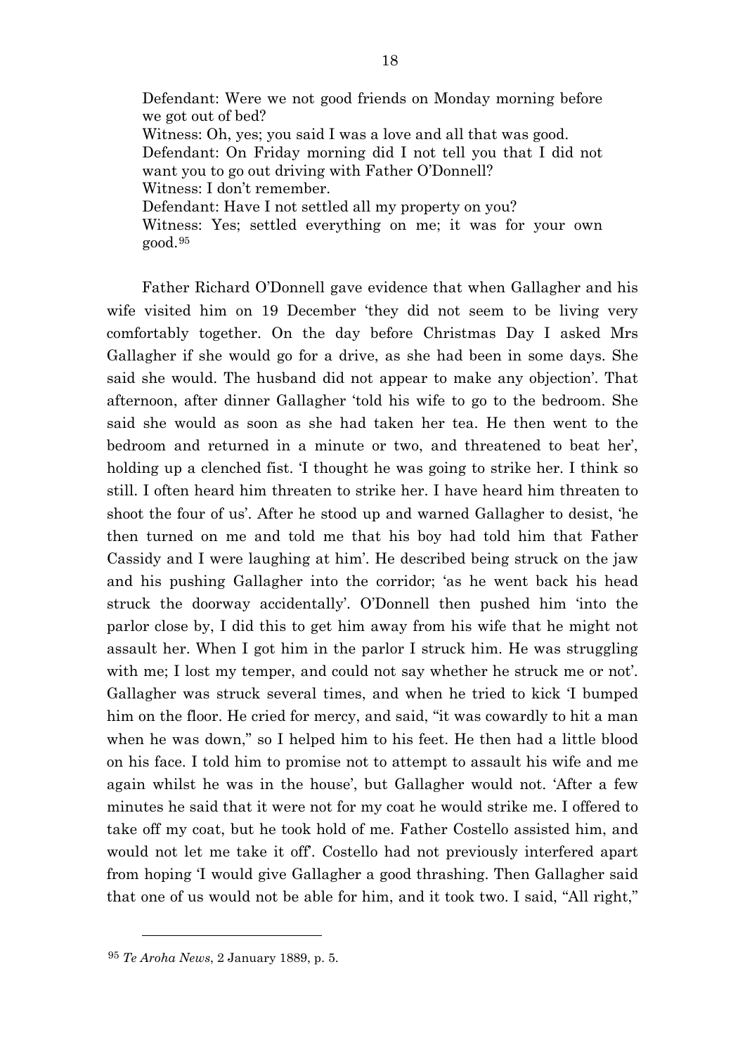Defendant: Were we not good friends on Monday morning before we got out of bed?
Witness: Oh, yes; you said I was a love and all that was good.
Defendant: On Friday morning did I not tell you that I did not want you to go out driving with Father O'Donnell?
Witness: I don't remember.
Defendant: Have I not settled all my property on you?
Witness: Yes; settled everything on me; it was for your own good.[95]

Father Richard O'Donnell gave evidence that when Gallagher and his wife visited him on 19 December 'they did not seem to be living very comfortably together. On the day before Christmas Day I asked Mrs Gallagher if she would go for a drive, as she had been in some days. She said she would. The husband did not appear to make any objection'. That afternoon, after dinner Gallagher 'told his wife to go to the bedroom. She said she would as soon as she had taken her tea. He then went to the bedroom and returned in a minute or two, and threatened to beat her', holding up a clenched fist. 'I thought he was going to strike her. I think so still. I often heard him threaten to strike her. I have heard him threaten to shoot the four of us'. After he stood up and warned Gallagher to desist, 'he then turned on me and told me that his boy had told him that Father Cassidy and I were laughing at him'. He described being struck on the jaw and his pushing Gallagher into the corridor; 'as he went back his head struck the doorway accidentally'. O'Donnell then pushed him 'into the parlor close by, I did this to get him away from his wife that he might not assault her. When I got him in the parlor I struck him. He was struggling with me; I lost my temper, and could not say whether he struck me or not'. Gallagher was struck several times, and when he tried to kick 'I bumped him on the floor. He cried for mercy, and said, "it was cowardly to hit a man when he was down," so I helped him to his feet. He then had a little blood on his face. I told him to promise not to attempt to assault his wife and me again whilst he was in the house', but Gallagher would not. 'After a few minutes he said that it were not for my coat he would strike me. I offered to take off my coat, but he took hold of me. Father Costello assisted him, and would not let me take it off'. Costello had not previously interfered apart from hoping 'I would give Gallagher a good thrashing. Then Gallagher said that one of us would not be able for him, and it took two. I said, "All right,"

---

[95] *Te Aroha News*, 2 January 1889, p. 5.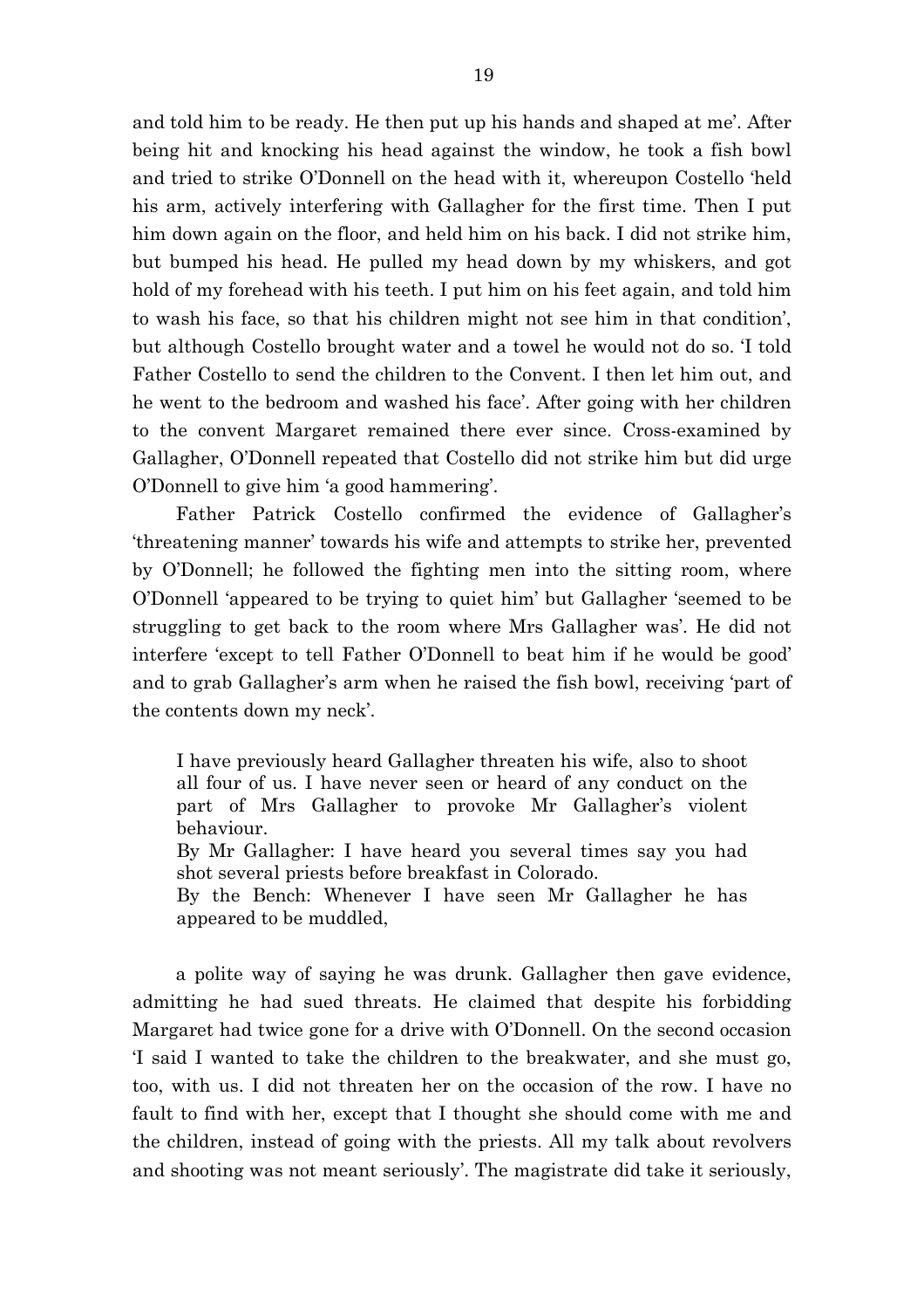and told him to be ready. He then put up his hands and shaped at me'. After being hit and knocking his head against the window, he took a fish bowl and tried to strike O'Donnell on the head with it, whereupon Costello 'held his arm, actively interfering with Gallagher for the first time. Then I put him down again on the floor, and held him on his back. I did not strike him, but bumped his head. He pulled my head down by my whiskers, and got hold of my forehead with his teeth. I put him on his feet again, and told him to wash his face, so that his children might not see him in that condition', but although Costello brought water and a towel he would not do so. 'I told Father Costello to send the children to the Convent. I then let him out, and he went to the bedroom and washed his face'. After going with her children to the convent Margaret remained there ever since. Cross-examined by Gallagher, O'Donnell repeated that Costello did not strike him but did urge O'Donnell to give him 'a good hammering'.

Father Patrick Costello confirmed the evidence of Gallagher's 'threatening manner' towards his wife and attempts to strike her, prevented by O'Donnell; he followed the fighting men into the sitting room, where O'Donnell 'appeared to be trying to quiet him' but Gallagher 'seemed to be struggling to get back to the room where Mrs Gallagher was'. He did not interfere 'except to tell Father O'Donnell to beat him if he would be good' and to grab Gallagher's arm when he raised the fish bowl, receiving 'part of the contents down my neck'.

> I have previously heard Gallagher threaten his wife, also to shoot all four of us. I have never seen or heard of any conduct on the part of Mrs Gallagher to provoke Mr Gallagher's violent behaviour.
> By Mr Gallagher: I have heard you several times say you had shot several priests before breakfast in Colorado.
> By the Bench: Whenever I have seen Mr Gallagher he has appeared to be muddled,

a polite way of saying he was drunk. Gallagher then gave evidence, admitting he had sued threats. He claimed that despite his forbidding Margaret had twice gone for a drive with O'Donnell. On the second occasion 'I said I wanted to take the children to the breakwater, and she must go, too, with us. I did not threaten her on the occasion of the row. I have no fault to find with her, except that I thought she should come with me and the children, instead of going with the priests. All my talk about revolvers and shooting was not meant seriously'. The magistrate did take it seriously,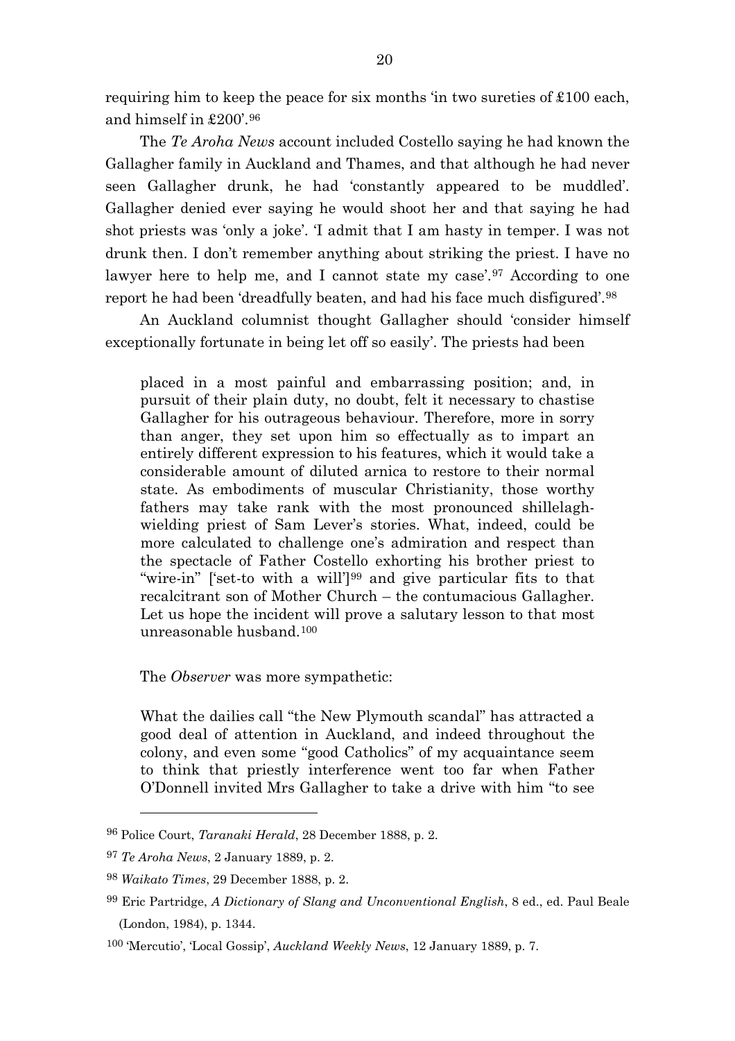requiring him to keep the peace for six months 'in two sureties of £100 each, and himself in £200'.[96]

The *Te Aroha News* account included Costello saying he had known the Gallagher family in Auckland and Thames, and that although he had never seen Gallagher drunk, he had 'constantly appeared to be muddled'. Gallagher denied ever saying he would shoot her and that saying he had shot priests was 'only a joke'. 'I admit that I am hasty in temper. I was not drunk then. I don't remember anything about striking the priest. I have no lawyer here to help me, and I cannot state my case'.[97] According to one report he had been 'dreadfully beaten, and had his face much disfigured'.[98]

An Auckland columnist thought Gallagher should 'consider himself exceptionally fortunate in being let off so easily'. The priests had been

> placed in a most painful and embarrassing position; and, in pursuit of their plain duty, no doubt, felt it necessary to chastise Gallagher for his outrageous behaviour. Therefore, more in sorry than anger, they set upon him so effectually as to impart an entirely different expression to his features, which it would take a considerable amount of diluted arnica to restore to their normal state. As embodiments of muscular Christianity, those worthy fathers may take rank with the most pronounced shillelagh-wielding priest of Sam Lever's stories. What, indeed, could be more calculated to challenge one's admiration and respect than the spectacle of Father Costello exhorting his brother priest to "wire-in" ['set-to with a will'][99] and give particular fits to that recalcitrant son of Mother Church – the contumacious Gallagher. Let us hope the incident will prove a salutary lesson to that most unreasonable husband.[100]

The *Observer* was more sympathetic:

> What the dailies call "the New Plymouth scandal" has attracted a good deal of attention in Auckland, and indeed throughout the colony, and even some "good Catholics" of my acquaintance seem to think that priestly interference went too far when Father O'Donnell invited Mrs Gallagher to take a drive with him "to see

---

[96] Police Court, *Taranaki Herald*, 28 December 1888, p. 2.

[97] *Te Aroha News*, 2 January 1889, p. 2.

[98] *Waikato Times*, 29 December 1888, p. 2.

[99] Eric Partridge, *A Dictionary of Slang and Unconventional English*, 8 ed., ed. Paul Beale (London, 1984), p. 1344.

[100] 'Mercutio', 'Local Gossip', *Auckland Weekly News*, 12 January 1889, p. 7.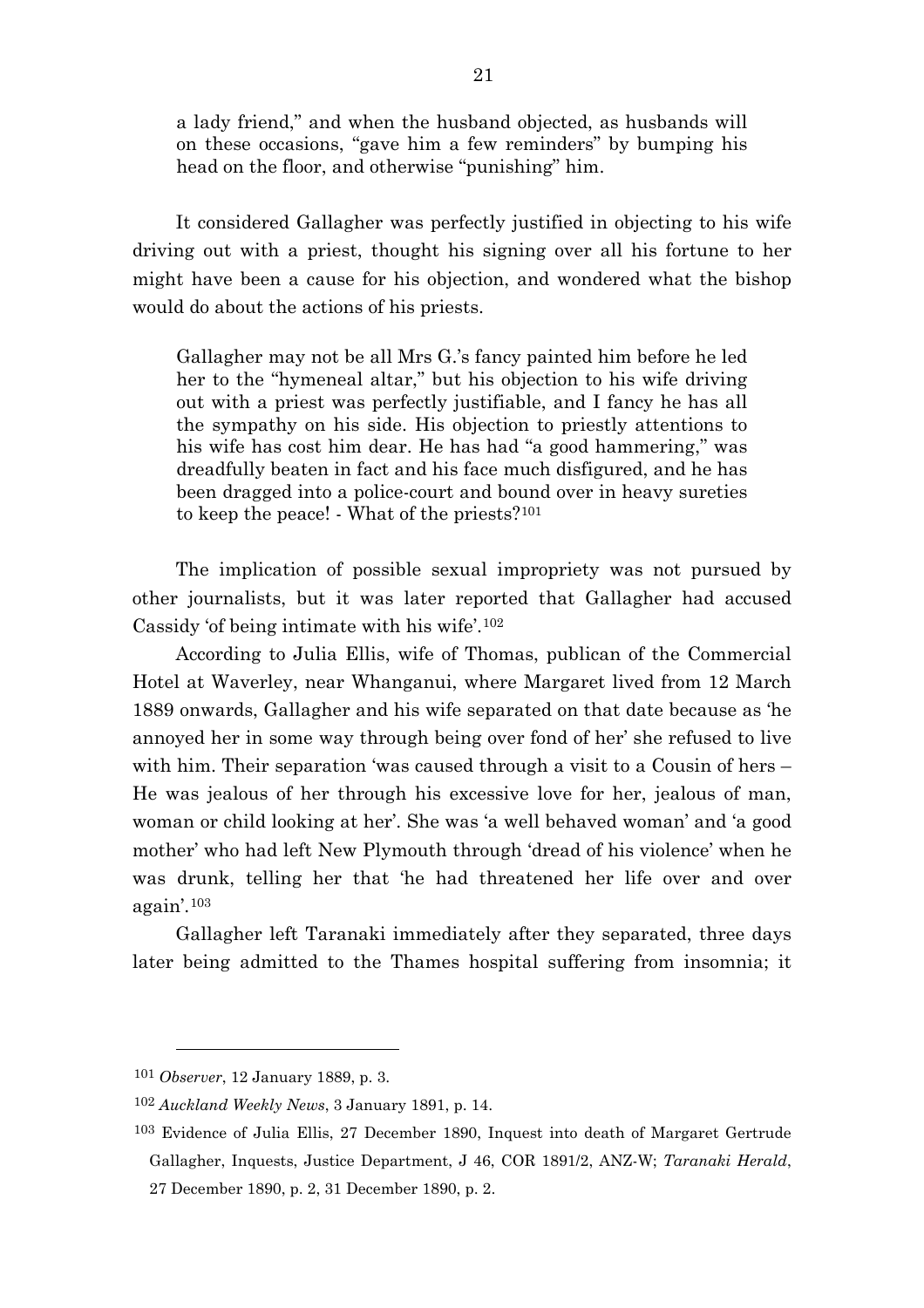a lady friend," and when the husband objected, as husbands will on these occasions, "gave him a few reminders" by bumping his head on the floor, and otherwise "punishing" him.

It considered Gallagher was perfectly justified in objecting to his wife driving out with a priest, thought his signing over all his fortune to her might have been a cause for his objection, and wondered what the bishop would do about the actions of his priests.

> Gallagher may not be all Mrs G.'s fancy painted him before he led her to the "hymeneal altar," but his objection to his wife driving out with a priest was perfectly justifiable, and I fancy he has all the sympathy on his side. His objection to priestly attentions to his wife has cost him dear. He has had "a good hammering," was dreadfully beaten in fact and his face much disfigured, and he has been dragged into a police-court and bound over in heavy sureties to keep the peace! - What of the priests?[101]

The implication of possible sexual impropriety was not pursued by other journalists, but it was later reported that Gallagher had accused Cassidy 'of being intimate with his wife'.[102]

According to Julia Ellis, wife of Thomas, publican of the Commercial Hotel at Waverley, near Whanganui, where Margaret lived from 12 March 1889 onwards, Gallagher and his wife separated on that date because as 'he annoyed her in some way through being over fond of her' she refused to live with him. Their separation 'was caused through a visit to a Cousin of hers – He was jealous of her through his excessive love for her, jealous of man, woman or child looking at her'. She was 'a well behaved woman' and 'a good mother' who had left New Plymouth through 'dread of his violence' when he was drunk, telling her that 'he had threatened her life over and over again'.[103]

Gallagher left Taranaki immediately after they separated, three days later being admitted to the Thames hospital suffering from insomnia; it

---

[101] *Observer*, 12 January 1889, p. 3.

[102] *Auckland Weekly News*, 3 January 1891, p. 14.

[103] Evidence of Julia Ellis, 27 December 1890, Inquest into death of Margaret Gertrude Gallagher, Inquests, Justice Department, J 46, COR 1891/2, ANZ-W; *Taranaki Herald*, 27 December 1890, p. 2, 31 December 1890, p. 2.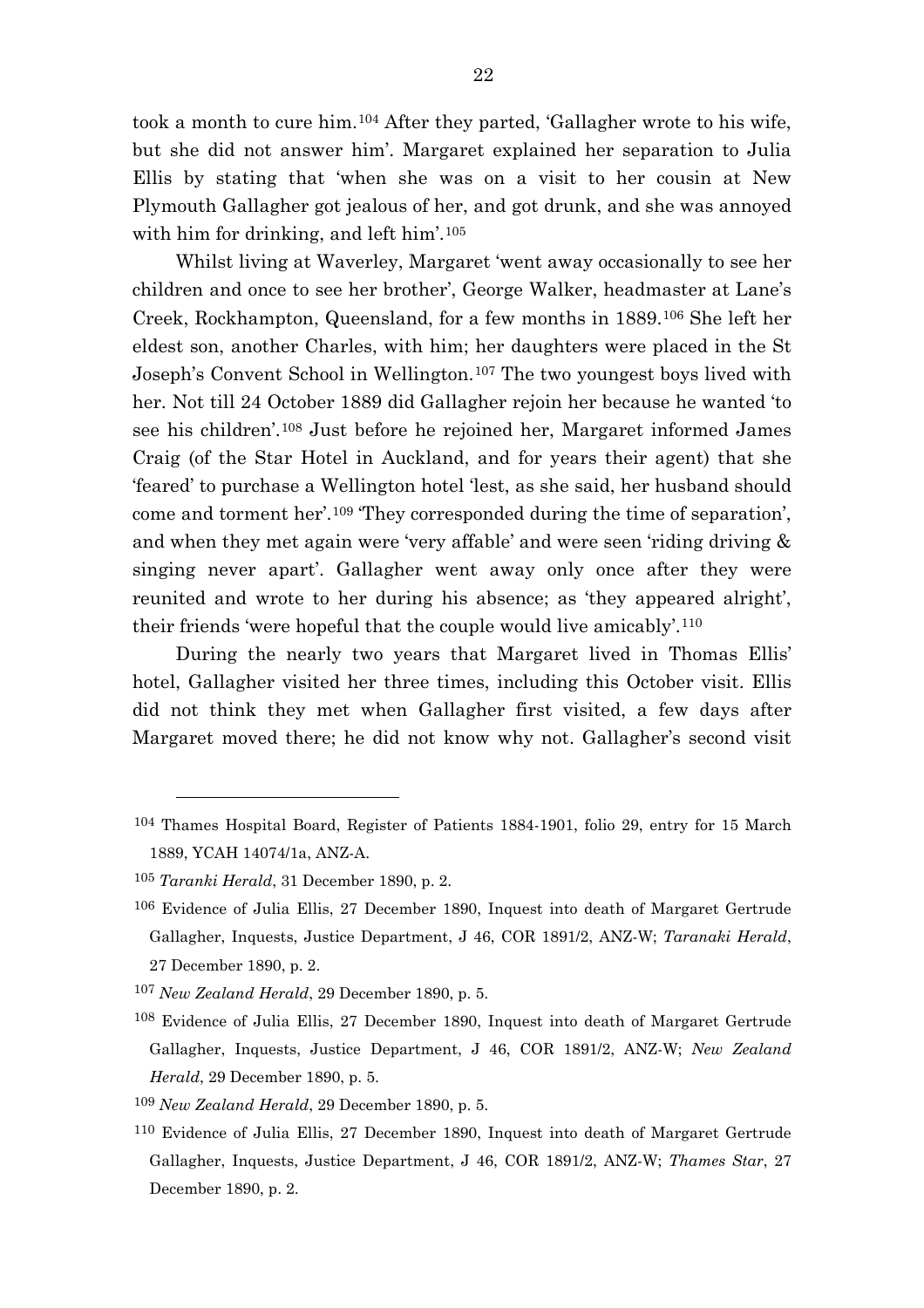took a month to cure him.[104] After they parted, 'Gallagher wrote to his wife, but she did not answer him'. Margaret explained her separation to Julia Ellis by stating that 'when she was on a visit to her cousin at New Plymouth Gallagher got jealous of her, and got drunk, and she was annoyed with him for drinking, and left him'.[105]

Whilst living at Waverley, Margaret 'went away occasionally to see her children and once to see her brother', George Walker, headmaster at Lane's Creek, Rockhampton, Queensland, for a few months in 1889.[106] She left her eldest son, another Charles, with him; her daughters were placed in the St Joseph's Convent School in Wellington.[107] The two youngest boys lived with her. Not till 24 October 1889 did Gallagher rejoin her because he wanted 'to see his children'.[108] Just before he rejoined her, Margaret informed James Craig (of the Star Hotel in Auckland, and for years their agent) that she 'feared' to purchase a Wellington hotel 'lest, as she said, her husband should come and torment her'.[109] 'They corresponded during the time of separation', and when they met again were 'very affable' and were seen 'riding driving & singing never apart'. Gallagher went away only once after they were reunited and wrote to her during his absence; as 'they appeared alright', their friends 'were hopeful that the couple would live amicably'.[110]

During the nearly two years that Margaret lived in Thomas Ellis' hotel, Gallagher visited her three times, including this October visit. Ellis did not think they met when Gallagher first visited, a few days after Margaret moved there; he did not know why not. Gallagher's second visit

---

[104] Thames Hospital Board, Register of Patients 1884-1901, folio 29, entry for 15 March 1889, YCAH 14074/1a, ANZ-A.

[105] *Taranki Herald*, 31 December 1890, p. 2.

[106] Evidence of Julia Ellis, 27 December 1890, Inquest into death of Margaret Gertrude Gallagher, Inquests, Justice Department, J 46, COR 1891/2, ANZ-W; *Taranaki Herald*, 27 December 1890, p. 2.

[107] *New Zealand Herald*, 29 December 1890, p. 5.

[108] Evidence of Julia Ellis, 27 December 1890, Inquest into death of Margaret Gertrude Gallagher, Inquests, Justice Department, J 46, COR 1891/2, ANZ-W; *New Zealand Herald*, 29 December 1890, p. 5.

[109] *New Zealand Herald*, 29 December 1890, p. 5.

[110] Evidence of Julia Ellis, 27 December 1890, Inquest into death of Margaret Gertrude Gallagher, Inquests, Justice Department, J 46, COR 1891/2, ANZ-W; *Thames Star*, 27 December 1890, p. 2.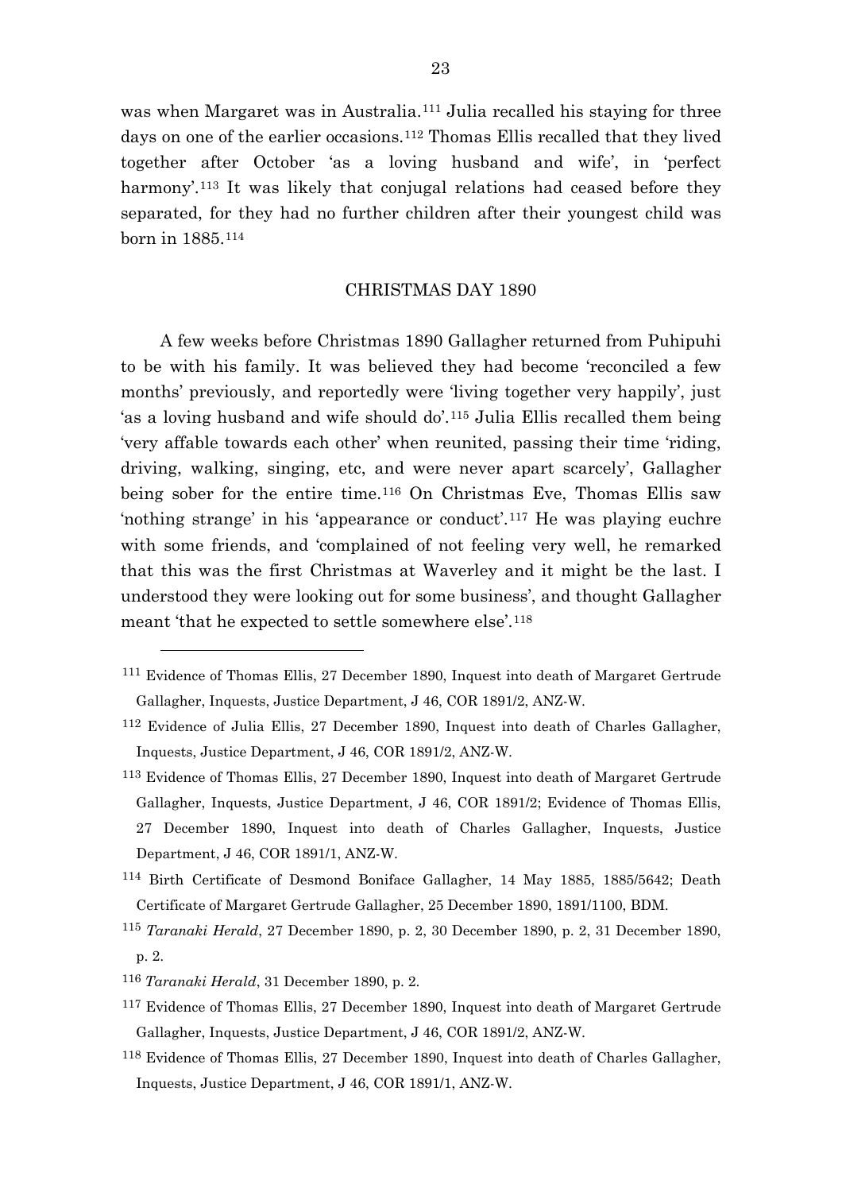was when Margaret was in Australia.[111] Julia recalled his staying for three days on one of the earlier occasions.[112] Thomas Ellis recalled that they lived together after October 'as a loving husband and wife', in 'perfect harmony'.[113] It was likely that conjugal relations had ceased before they separated, for they had no further children after their youngest child was born in 1885.[114]

## CHRISTMAS DAY 1890

A few weeks before Christmas 1890 Gallagher returned from Puhipuhi to be with his family. It was believed they had become 'reconciled a few months' previously, and reportedly were 'living together very happily', just 'as a loving husband and wife should do'.[115] Julia Ellis recalled them being 'very affable towards each other' when reunited, passing their time 'riding, driving, walking, singing, etc, and were never apart scarcely', Gallagher being sober for the entire time.[116] On Christmas Eve, Thomas Ellis saw 'nothing strange' in his 'appearance or conduct'.[117] He was playing euchre with some friends, and 'complained of not feeling very well, he remarked that this was the first Christmas at Waverley and it might be the last. I understood they were looking out for some business', and thought Gallagher meant 'that he expected to settle somewhere else'.[118]

---

[111] Evidence of Thomas Ellis, 27 December 1890, Inquest into death of Margaret Gertrude Gallagher, Inquests, Justice Department, J 46, COR 1891/2, ANZ-W.

[112] Evidence of Julia Ellis, 27 December 1890, Inquest into death of Charles Gallagher, Inquests, Justice Department, J 46, COR 1891/2, ANZ-W.

[113] Evidence of Thomas Ellis, 27 December 1890, Inquest into death of Margaret Gertrude Gallagher, Inquests, Justice Department, J 46, COR 1891/2; Evidence of Thomas Ellis, 27 December 1890, Inquest into death of Charles Gallagher, Inquests, Justice Department, J 46, COR 1891/1, ANZ-W.

[114] Birth Certificate of Desmond Boniface Gallagher, 14 May 1885, 1885/5642; Death Certificate of Margaret Gertrude Gallagher, 25 December 1890, 1891/1100, BDM.

[115] *Taranaki Herald*, 27 December 1890, p. 2, 30 December 1890, p. 2, 31 December 1890, p. 2.

[116] *Taranaki Herald*, 31 December 1890, p. 2.

[117] Evidence of Thomas Ellis, 27 December 1890, Inquest into death of Margaret Gertrude Gallagher, Inquests, Justice Department, J 46, COR 1891/2, ANZ-W.

[118] Evidence of Thomas Ellis, 27 December 1890, Inquest into death of Charles Gallagher, Inquests, Justice Department, J 46, COR 1891/1, ANZ-W.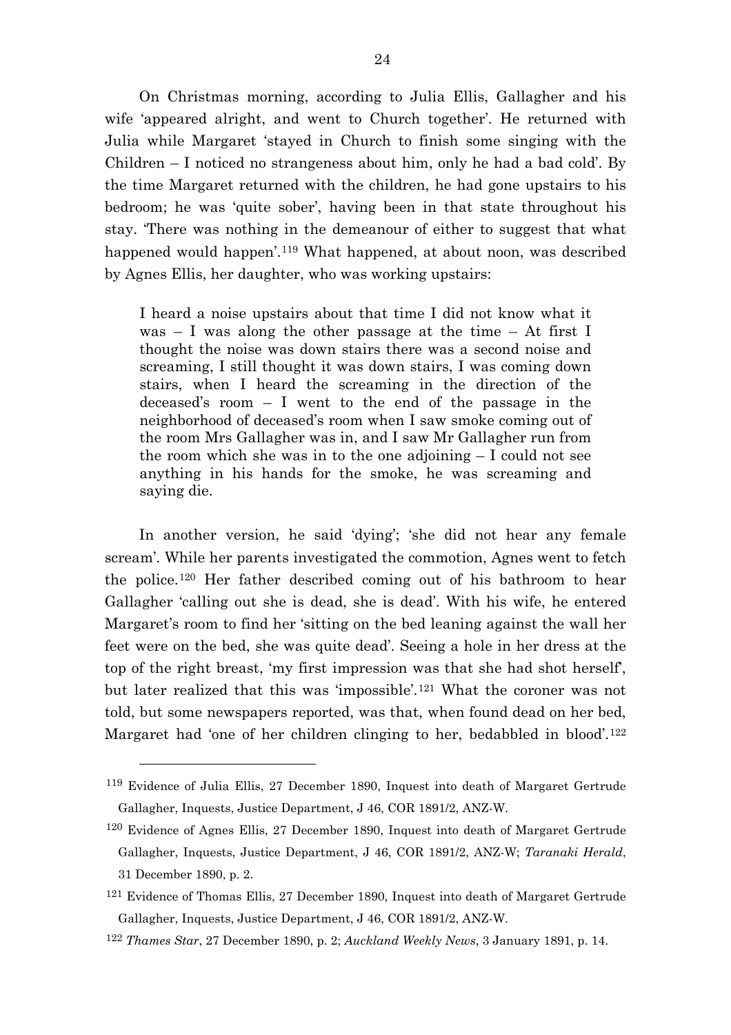On Christmas morning, according to Julia Ellis, Gallagher and his wife 'appeared alright, and went to Church together'. He returned with Julia while Margaret 'stayed in Church to finish some singing with the Children – I noticed no strangeness about him, only he had a bad cold'. By the time Margaret returned with the children, he had gone upstairs to his bedroom; he was 'quite sober', having been in that state throughout his stay. 'There was nothing in the demeanour of either to suggest that what happened would happen'.[119] What happened, at about noon, was described by Agnes Ellis, her daughter, who was working upstairs:

> I heard a noise upstairs about that time I did not know what it was – I was along the other passage at the time – At first I thought the noise was down stairs there was a second noise and screaming, I still thought it was down stairs, I was coming down stairs, when I heard the screaming in the direction of the deceased's room – I went to the end of the passage in the neighborhood of deceased's room when I saw smoke coming out of the room Mrs Gallagher was in, and I saw Mr Gallagher run from the room which she was in to the one adjoining – I could not see anything in his hands for the smoke, he was screaming and saying die.

In another version, he said 'dying'; 'she did not hear any female scream'. While her parents investigated the commotion, Agnes went to fetch the police.[120] Her father described coming out of his bathroom to hear Gallagher 'calling out she is dead, she is dead'. With his wife, he entered Margaret's room to find her 'sitting on the bed leaning against the wall her feet were on the bed, she was quite dead'. Seeing a hole in her dress at the top of the right breast, 'my first impression was that she had shot herself', but later realized that this was 'impossible'.[121] What the coroner was not told, but some newspapers reported, was that, when found dead on her bed, Margaret had 'one of her children clinging to her, bedabbled in blood'.[122]

---

[119] Evidence of Julia Ellis, 27 December 1890, Inquest into death of Margaret Gertrude Gallagher, Inquests, Justice Department, J 46, COR 1891/2, ANZ-W.

[120] Evidence of Agnes Ellis, 27 December 1890, Inquest into death of Margaret Gertrude Gallagher, Inquests, Justice Department, J 46, COR 1891/2, ANZ-W; *Taranaki Herald*, 31 December 1890, p. 2.

[121] Evidence of Thomas Ellis, 27 December 1890, Inquest into death of Margaret Gertrude Gallagher, Inquests, Justice Department, J 46, COR 1891/2, ANZ-W.

[122] *Thames Star*, 27 December 1890, p. 2; *Auckland Weekly News*, 3 January 1891, p. 14.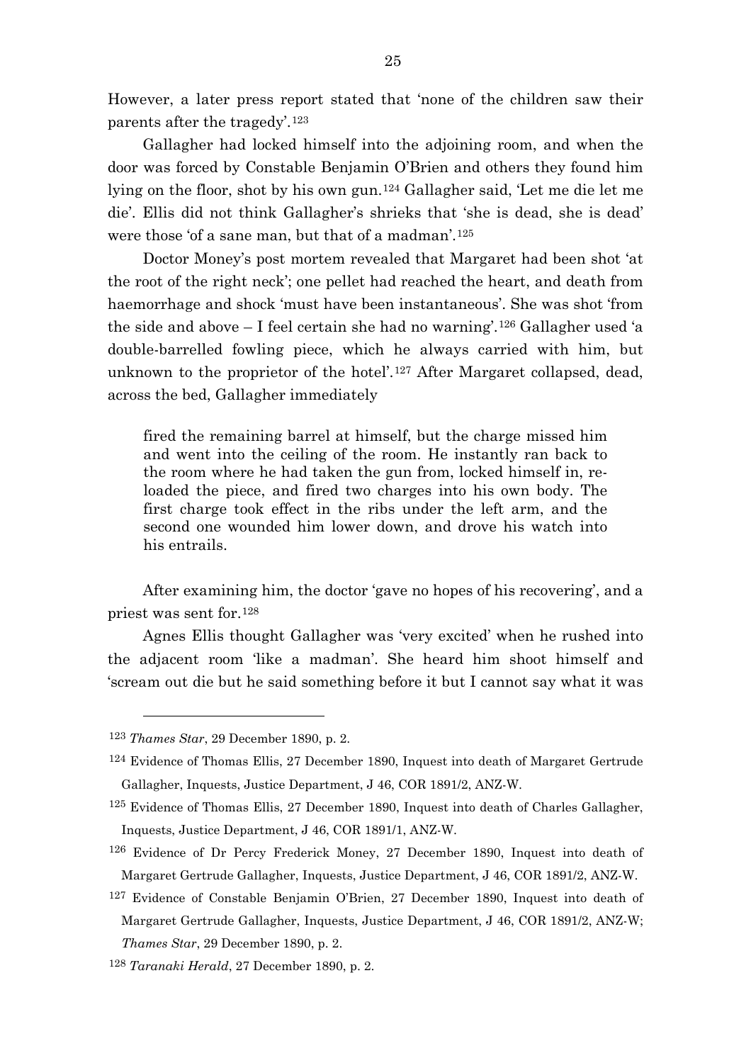However, a later press report stated that 'none of the children saw their parents after the tragedy'.[123]

Gallagher had locked himself into the adjoining room, and when the door was forced by Constable Benjamin O'Brien and others they found him lying on the floor, shot by his own gun.[124] Gallagher said, 'Let me die let me die'. Ellis did not think Gallagher's shrieks that 'she is dead, she is dead' were those 'of a sane man, but that of a madman'.[125]

Doctor Money's post mortem revealed that Margaret had been shot 'at the root of the right neck'; one pellet had reached the heart, and death from haemorrhage and shock 'must have been instantaneous'. She was shot 'from the side and above – I feel certain she had no warning'.[126] Gallagher used 'a double-barrelled fowling piece, which he always carried with him, but unknown to the proprietor of the hotel'.[127] After Margaret collapsed, dead, across the bed, Gallagher immediately

> fired the remaining barrel at himself, but the charge missed him and went into the ceiling of the room. He instantly ran back to the room where he had taken the gun from, locked himself in, re-loaded the piece, and fired two charges into his own body. The first charge took effect in the ribs under the left arm, and the second one wounded him lower down, and drove his watch into his entrails.

After examining him, the doctor 'gave no hopes of his recovering', and a priest was sent for.[128]

Agnes Ellis thought Gallagher was 'very excited' when he rushed into the adjacent room 'like a madman'. She heard him shoot himself and 'scream out die but he said something before it but I cannot say what it was

---

[123] *Thames Star*, 29 December 1890, p. 2.

[124] Evidence of Thomas Ellis, 27 December 1890, Inquest into death of Margaret Gertrude Gallagher, Inquests, Justice Department, J 46, COR 1891/2, ANZ-W.

[125] Evidence of Thomas Ellis, 27 December 1890, Inquest into death of Charles Gallagher, Inquests, Justice Department, J 46, COR 1891/1, ANZ-W.

[126] Evidence of Dr Percy Frederick Money, 27 December 1890, Inquest into death of Margaret Gertrude Gallagher, Inquests, Justice Department, J 46, COR 1891/2, ANZ-W.

[127] Evidence of Constable Benjamin O'Brien, 27 December 1890, Inquest into death of Margaret Gertrude Gallagher, Inquests, Justice Department, J 46, COR 1891/2, ANZ-W; *Thames Star*, 29 December 1890, p. 2.

[128] *Taranaki Herald*, 27 December 1890, p. 2.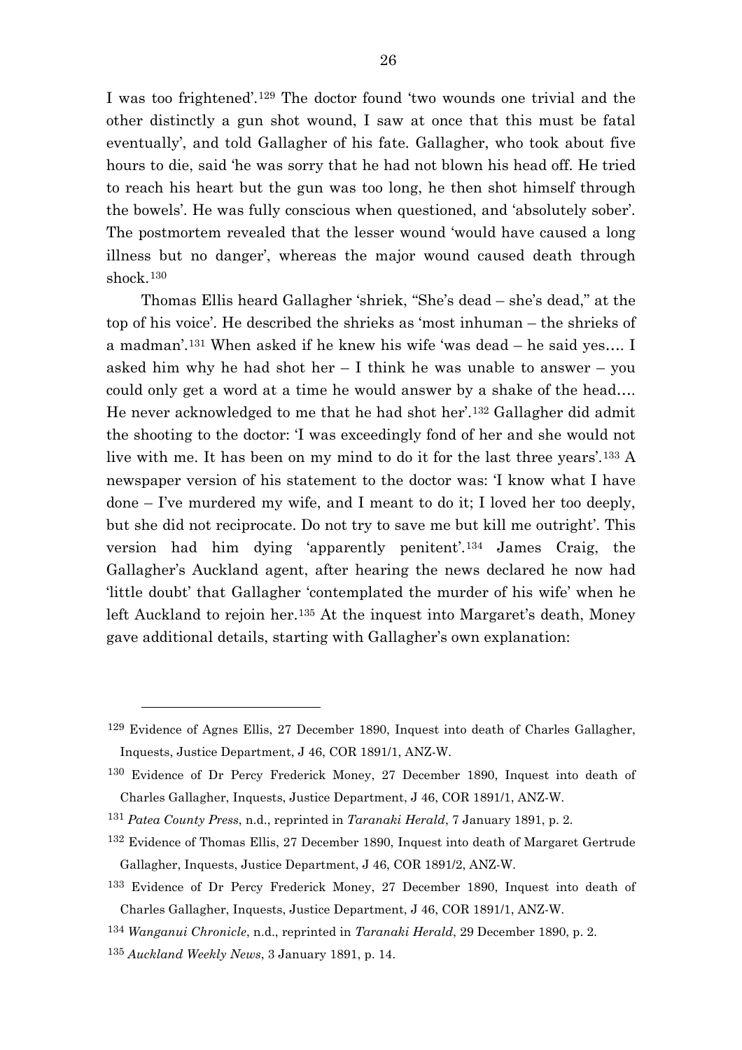I was too frightened'.[129] The doctor found 'two wounds one trivial and the other distinctly a gun shot wound, I saw at once that this must be fatal eventually', and told Gallagher of his fate. Gallagher, who took about five hours to die, said 'he was sorry that he had not blown his head off. He tried to reach his heart but the gun was too long, he then shot himself through the bowels'. He was fully conscious when questioned, and 'absolutely sober'. The postmortem revealed that the lesser wound 'would have caused a long illness but no danger', whereas the major wound caused death through shock.[130]

Thomas Ellis heard Gallagher 'shriek, "She's dead – she's dead," at the top of his voice'. He described the shrieks as 'most inhuman – the shrieks of a madman'.[131] When asked if he knew his wife 'was dead – he said yes…. I asked him why he had shot her – I think he was unable to answer – you could only get a word at a time he would answer by a shake of the head…. He never acknowledged to me that he had shot her'.[132] Gallagher did admit the shooting to the doctor: 'I was exceedingly fond of her and she would not live with me. It has been on my mind to do it for the last three years'.[133] A newspaper version of his statement to the doctor was: 'I know what I have done – I've murdered my wife, and I meant to do it; I loved her too deeply, but she did not reciprocate. Do not try to save me but kill me outright'. This version had him dying 'apparently penitent'.[134] James Craig, the Gallagher's Auckland agent, after hearing the news declared he now had 'little doubt' that Gallagher 'contemplated the murder of his wife' when he left Auckland to rejoin her.[135] At the inquest into Margaret's death, Money gave additional details, starting with Gallagher's own explanation:

---

[129] Evidence of Agnes Ellis, 27 December 1890, Inquest into death of Charles Gallagher, Inquests, Justice Department, J 46, COR 1891/1, ANZ-W.

[130] Evidence of Dr Percy Frederick Money, 27 December 1890, Inquest into death of Charles Gallagher, Inquests, Justice Department, J 46, COR 1891/1, ANZ-W.

[131] *Patea County Press*, n.d., reprinted in *Taranaki Herald*, 7 January 1891, p. 2.

[132] Evidence of Thomas Ellis, 27 December 1890, Inquest into death of Margaret Gertrude Gallagher, Inquests, Justice Department, J 46, COR 1891/2, ANZ-W.

[133] Evidence of Dr Percy Frederick Money, 27 December 1890, Inquest into death of Charles Gallagher, Inquests, Justice Department, J 46, COR 1891/1, ANZ-W.

[134] *Wanganui Chronicle*, n.d., reprinted in *Taranaki Herald*, 29 December 1890, p. 2.

[135] *Auckland Weekly News*, 3 January 1891, p. 14.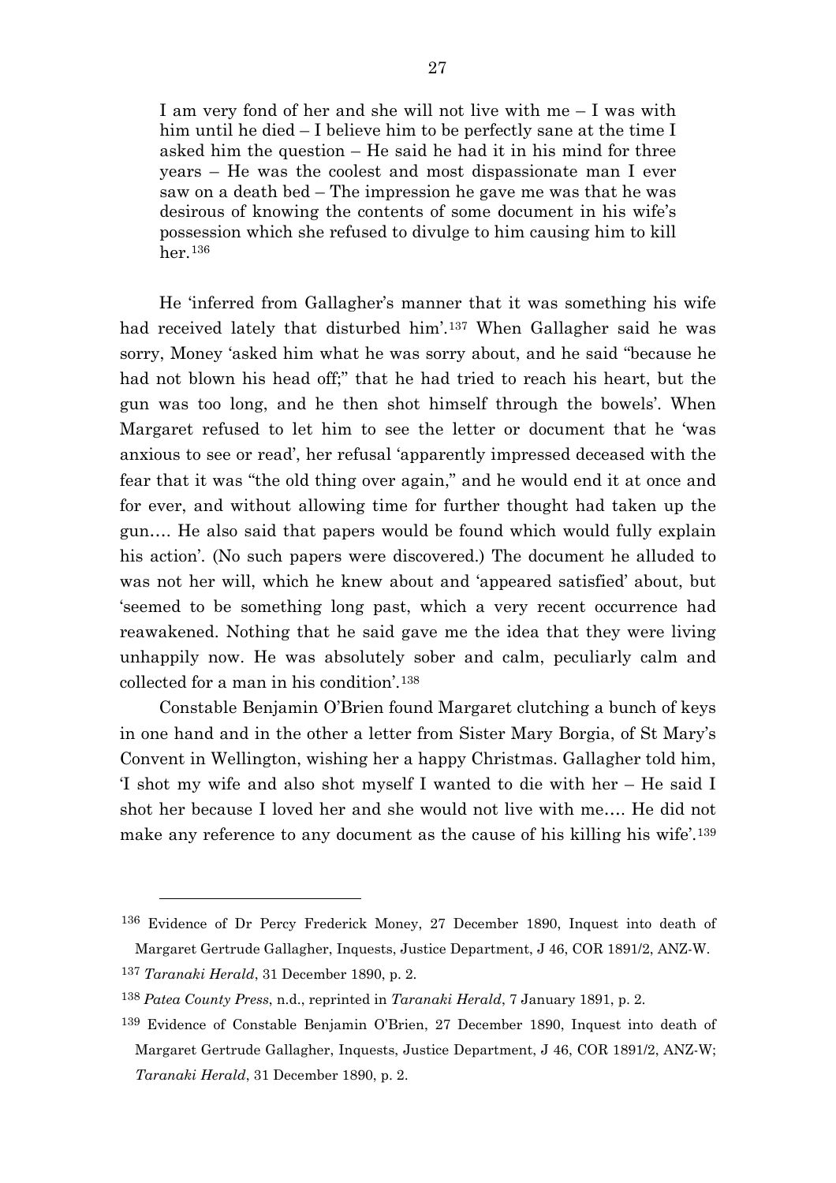> I am very fond of her and she will not live with me – I was with him until he died – I believe him to be perfectly sane at the time I asked him the question – He said he had it in his mind for three years – He was the coolest and most dispassionate man I ever saw on a death bed – The impression he gave me was that he was desirous of knowing the contents of some document in his wife's possession which she refused to divulge to him causing him to kill her.[136]

He 'inferred from Gallagher's manner that it was something his wife had received lately that disturbed him'.[137] When Gallagher said he was sorry, Money 'asked him what he was sorry about, and he said "because he had not blown his head off;" that he had tried to reach his heart, but the gun was too long, and he then shot himself through the bowels'. When Margaret refused to let him to see the letter or document that he 'was anxious to see or read', her refusal 'apparently impressed deceased with the fear that it was "the old thing over again," and he would end it at once and for ever, and without allowing time for further thought had taken up the gun…. He also said that papers would be found which would fully explain his action'. (No such papers were discovered.) The document he alluded to was not her will, which he knew about and 'appeared satisfied' about, but 'seemed to be something long past, which a very recent occurrence had reawakened. Nothing that he said gave me the idea that they were living unhappily now. He was absolutely sober and calm, peculiarly calm and collected for a man in his condition'.[138]

Constable Benjamin O'Brien found Margaret clutching a bunch of keys in one hand and in the other a letter from Sister Mary Borgia, of St Mary's Convent in Wellington, wishing her a happy Christmas. Gallagher told him, 'I shot my wife and also shot myself I wanted to die with her – He said I shot her because I loved her and she would not live with me…. He did not make any reference to any document as the cause of his killing his wife'.[139]

---

[136] Evidence of Dr Percy Frederick Money, 27 December 1890, Inquest into death of Margaret Gertrude Gallagher, Inquests, Justice Department, J 46, COR 1891/2, ANZ-W.

[137] *Taranaki Herald*, 31 December 1890, p. 2.

[138] *Patea County Press*, n.d., reprinted in *Taranaki Herald*, 7 January 1891, p. 2.

[139] Evidence of Constable Benjamin O'Brien, 27 December 1890, Inquest into death of Margaret Gertrude Gallagher, Inquests, Justice Department, J 46, COR 1891/2, ANZ-W; *Taranaki Herald*, 31 December 1890, p. 2.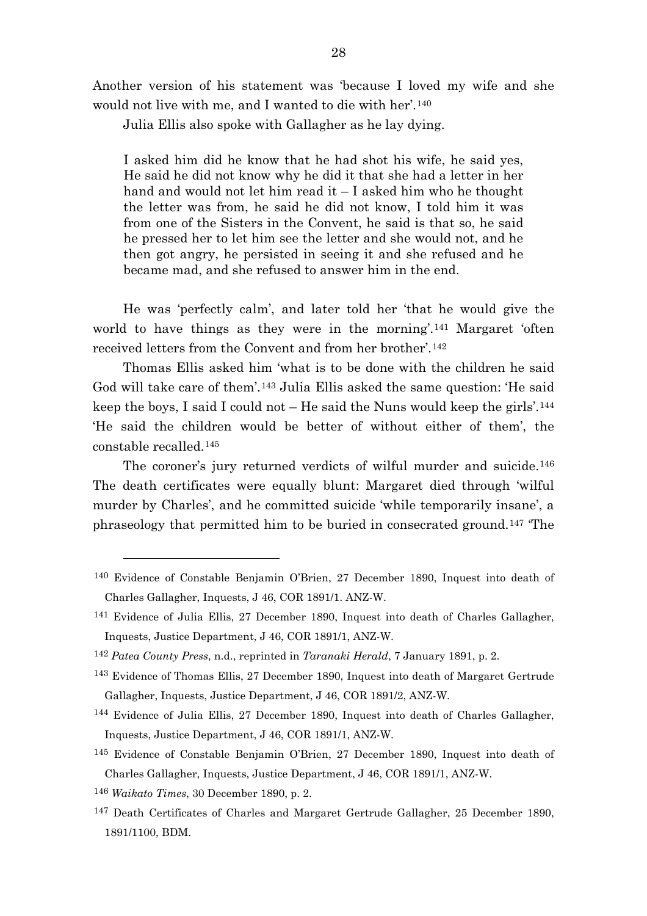Another version of his statement was 'because I loved my wife and she would not live with me, and I wanted to die with her'.[140]

Julia Ellis also spoke with Gallagher as he lay dying.

> I asked him did he know that he had shot his wife, he said yes, He said he did not know why he did it that she had a letter in her hand and would not let him read it – I asked him who he thought the letter was from, he said he did not know, I told him it was from one of the Sisters in the Convent, he said is that so, he said he pressed her to let him see the letter and she would not, and he then got angry, he persisted in seeing it and she refused and he became mad, and she refused to answer him in the end.

He was 'perfectly calm', and later told her 'that he would give the world to have things as they were in the morning'.[141] Margaret 'often received letters from the Convent and from her brother'.[142]

Thomas Ellis asked him 'what is to be done with the children he said God will take care of them'.[143] Julia Ellis asked the same question: 'He said keep the boys, I said I could not – He said the Nuns would keep the girls'.[144] 'He said the children would be better of without either of them', the constable recalled.[145]

The coroner's jury returned verdicts of wilful murder and suicide.[146] The death certificates were equally blunt: Margaret died through 'wilful murder by Charles', and he committed suicide 'while temporarily insane', a phraseology that permitted him to be buried in consecrated ground.[147] 'The

---

[140] Evidence of Constable Benjamin O'Brien, 27 December 1890, Inquest into death of Charles Gallagher, Inquests, J 46, COR 1891/1. ANZ-W.

[141] Evidence of Julia Ellis, 27 December 1890, Inquest into death of Charles Gallagher, Inquests, Justice Department, J 46, COR 1891/1, ANZ-W.

[142] *Patea County Press*, n.d., reprinted in *Taranaki Herald*, 7 January 1891, p. 2.

[143] Evidence of Thomas Ellis, 27 December 1890, Inquest into death of Margaret Gertrude Gallagher, Inquests, Justice Department, J 46, COR 1891/2, ANZ-W.

[144] Evidence of Julia Ellis, 27 December 1890, Inquest into death of Charles Gallagher, Inquests, Justice Department, J 46, COR 1891/1, ANZ-W.

[145] Evidence of Constable Benjamin O'Brien, 27 December 1890, Inquest into death of Charles Gallagher, Inquests, Justice Department, J 46, COR 1891/1, ANZ-W.

[146] *Waikato Times*, 30 December 1890, p. 2.

[147] Death Certificates of Charles and Margaret Gertrude Gallagher, 25 December 1890, 1891/1100, BDM.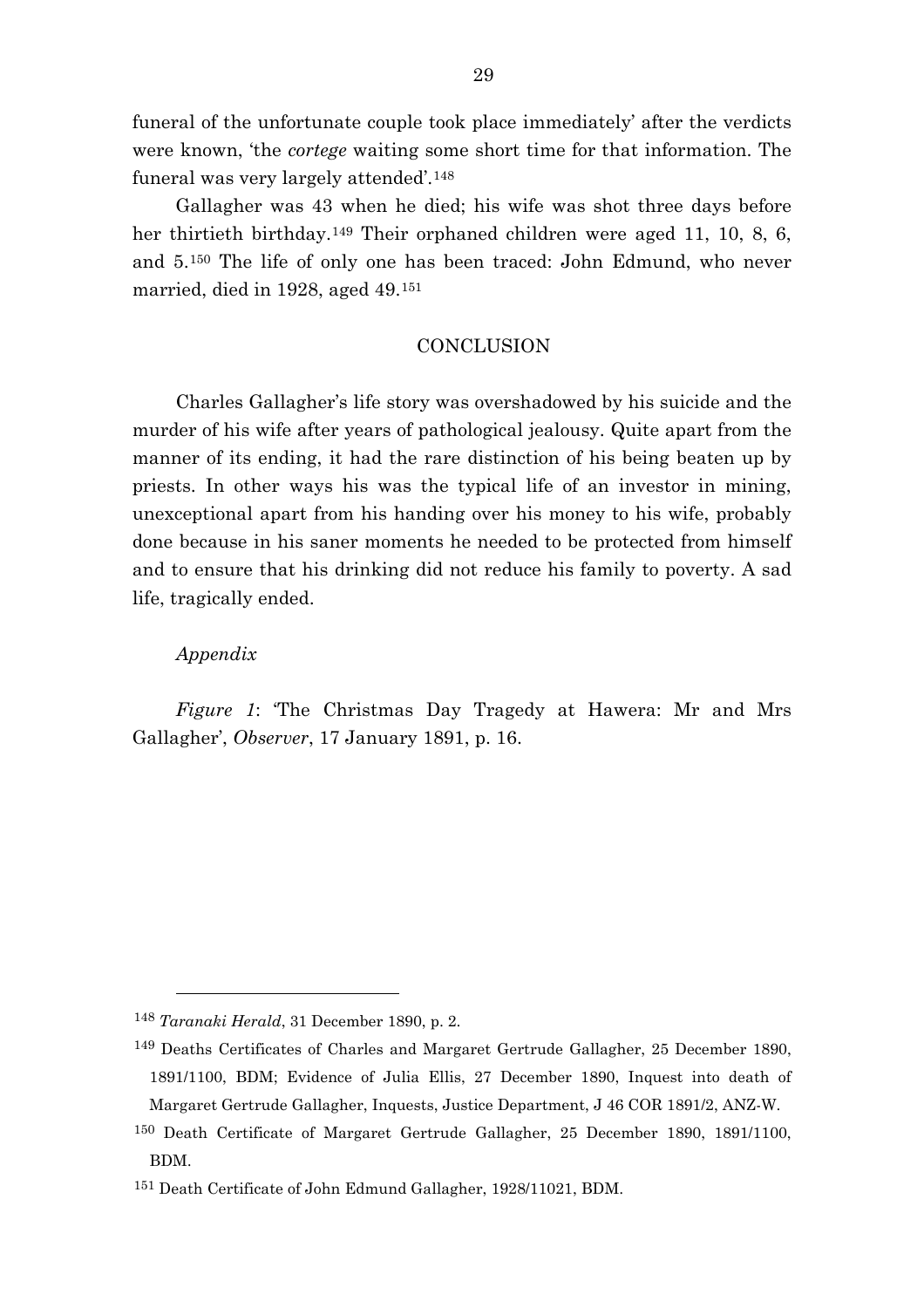funeral of the unfortunate couple took place immediately' after the verdicts were known, 'the *cortege* waiting some short time for that information. The funeral was very largely attended'.[148]

Gallagher was 43 when he died; his wife was shot three days before her thirtieth birthday.[149] Their orphaned children were aged 11, 10, 8, 6, and 5.[150] The life of only one has been traced: John Edmund, who never married, died in 1928, aged 49.[151]

## CONCLUSION

Charles Gallagher's life story was overshadowed by his suicide and the murder of his wife after years of pathological jealousy. Quite apart from the manner of its ending, it had the rare distinction of his being beaten up by priests. In other ways his was the typical life of an investor in mining, unexceptional apart from his handing over his money to his wife, probably done because in his saner moments he needed to be protected from himself and to ensure that his drinking did not reduce his family to poverty. A sad life, tragically ended.

*Appendix*

*Figure 1*: 'The Christmas Day Tragedy at Hawera: Mr and Mrs Gallagher', *Observer*, 17 January 1891, p. 16.

---

[148] *Taranaki Herald*, 31 December 1890, p. 2.

[149] Deaths Certificates of Charles and Margaret Gertrude Gallagher, 25 December 1890, 1891/1100, BDM; Evidence of Julia Ellis, 27 December 1890, Inquest into death of Margaret Gertrude Gallagher, Inquests, Justice Department, J 46 COR 1891/2, ANZ-W.

[150] Death Certificate of Margaret Gertrude Gallagher, 25 December 1890, 1891/1100, BDM.

[151] Death Certificate of John Edmund Gallagher, 1928/11021, BDM.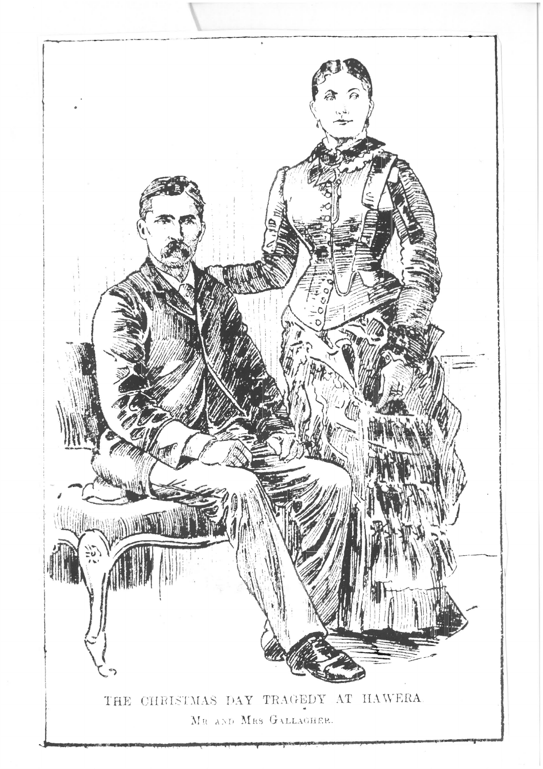THE CHRISTMAS DAY TRAGEDY AT HAWERA.

MR AND MRS GALLAGHER.